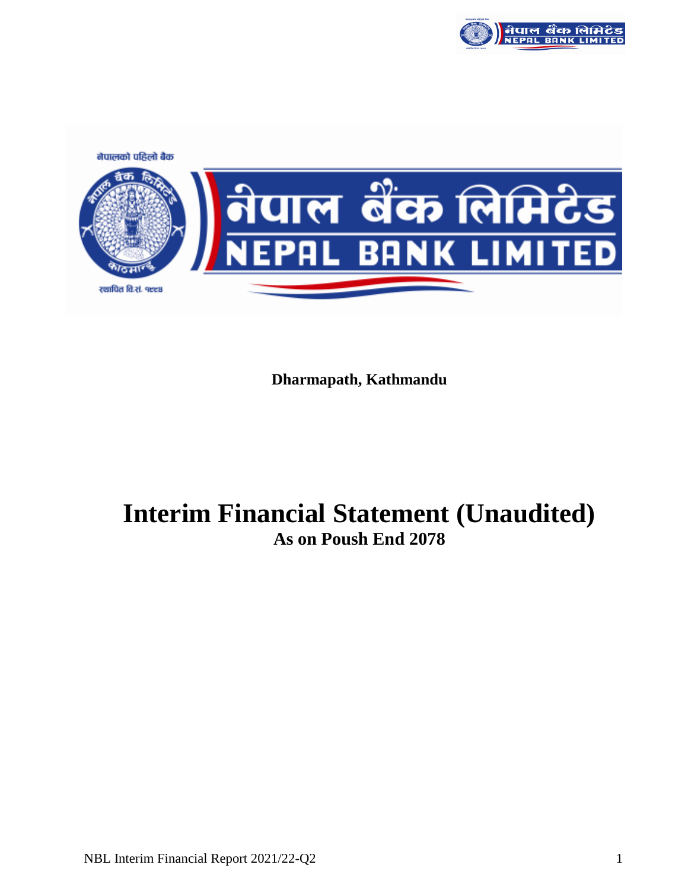नेपालको पहिलो बैंक

नेपाल बैंक लिमिटेड

NEPAL BANK LIMITED

स्थापित वि.सं. १९९४

**Dharmapath, Kathmandu**

# Interim Financial Statement (Unaudited)

## As on Poush End 2078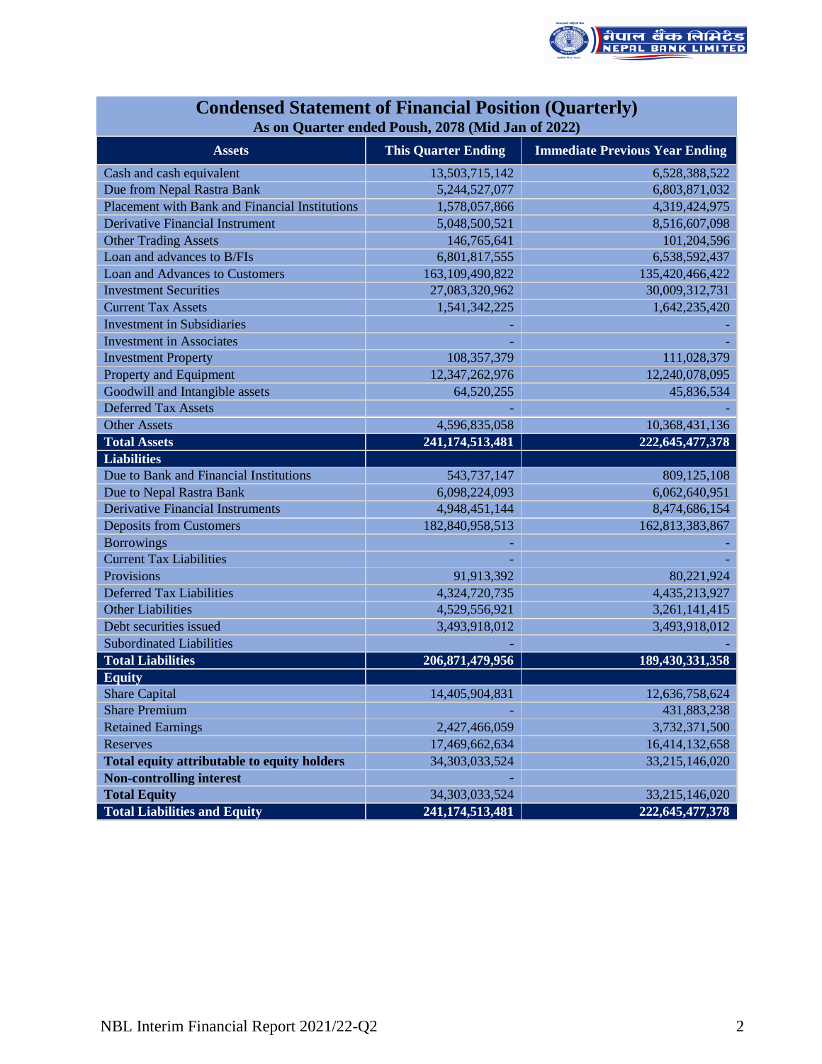## Condensed Statement of Financial Position (Quarterly)

### As on Quarter ended Poush, 2078 (Mid Jan of 2022)

| Assets | This Quarter Ending | Immediate Previous Year Ending |
|---|---|---|
| Cash and cash equivalent | 13,503,715,142 | 6,528,388,522 |
| Due from Nepal Rastra Bank | 5,244,527,077 | 6,803,871,032 |
| Placement with Bank and Financial Institutions | 1,578,057,866 | 4,319,424,975 |
| Derivative Financial Instrument | 5,048,500,521 | 8,516,607,098 |
| Other Trading Assets | 146,765,641 | 101,204,596 |
| Loan and advances to B/FIs | 6,801,817,555 | 6,538,592,437 |
| Loan and Advances to Customers | 163,109,490,822 | 135,420,466,422 |
| Investment Securities | 27,083,320,962 | 30,009,312,731 |
| Current Tax Assets | 1,541,342,225 | 1,642,235,420 |
| Investment in Subsidiaries | - | - |
| Investment in Associates | - | - |
| Investment Property | 108,357,379 | 111,028,379 |
| Property and Equipment | 12,347,262,976 | 12,240,078,095 |
| Goodwill and Intangible assets | 64,520,255 | 45,836,534 |
| Deferred Tax Assets | - | - |
| Other Assets | 4,596,835,058 | 10,368,431,136 |
| **Total Assets** | **241,174,513,481** | **222,645,477,378** |
| **Liabilities** | | |
| Due to Bank and Financial Institutions | 543,737,147 | 809,125,108 |
| Due to Nepal Rastra Bank | 6,098,224,093 | 6,062,640,951 |
| Derivative Financial Instruments | 4,948,451,144 | 8,474,686,154 |
| Deposits from Customers | 182,840,958,513 | 162,813,383,867 |
| Borrowings | - | - |
| Current Tax Liabilities | - | - |
| Provisions | 91,913,392 | 80,221,924 |
| Deferred Tax Liabilities | 4,324,720,735 | 4,435,213,927 |
| Other Liabilities | 4,529,556,921 | 3,261,141,415 |
| Debt securities issued | 3,493,918,012 | 3,493,918,012 |
| Subordinated Liabilities | - | - |
| **Total Liabilities** | **206,871,479,956** | **189,430,331,358** |
| **Equity** | | |
| Share Capital | 14,405,904,831 | 12,636,758,624 |
| Share Premium | - | 431,883,238 |
| Retained Earnings | 2,427,466,059 | 3,732,371,500 |
| Reserves | 17,469,662,634 | 16,414,132,658 |
| **Total equity attributable to equity holders** | 34,303,033,524 | 33,215,146,020 |
| **Non-controlling interest** | - | |
| **Total Equity** | 34,303,033,524 | 33,215,146,020 |
| **Total Liabilities and Equity** | **241,174,513,481** | **222,645,477,378** |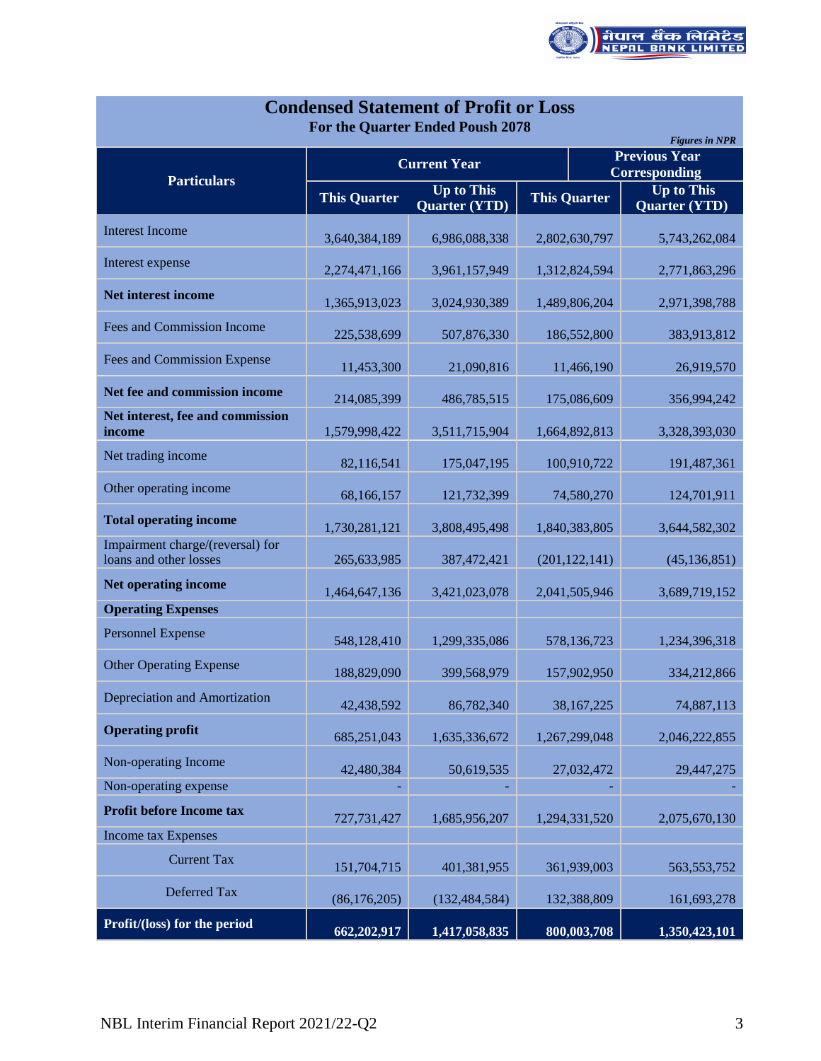# Condensed Statement of Profit or Loss

**For the Quarter Ended Poush 2078**

*Figures in NPR*

| Particulars | Current Year | | Previous Year Corresponding | |
|---|---|---|---|---|
| | This Quarter | Up to This Quarter (YTD) | This Quarter | Up to This Quarter (YTD) |
| Interest Income | 3,640,384,189 | 6,986,088,338 | 2,802,630,797 | 5,743,262,084 |
| Interest expense | 2,274,471,166 | 3,961,157,949 | 1,312,824,594 | 2,771,863,296 |
| **Net interest income** | 1,365,913,023 | 3,024,930,389 | 1,489,806,204 | 2,971,398,788 |
| Fees and Commission Income | 225,538,699 | 507,876,330 | 186,552,800 | 383,913,812 |
| Fees and Commission Expense | 11,453,300 | 21,090,816 | 11,466,190 | 26,919,570 |
| **Net fee and commission income** | 214,085,399 | 486,785,515 | 175,086,609 | 356,994,242 |
| **Net interest, fee and commission income** | 1,579,998,422 | 3,511,715,904 | 1,664,892,813 | 3,328,393,030 |
| Net trading income | 82,116,541 | 175,047,195 | 100,910,722 | 191,487,361 |
| Other operating income | 68,166,157 | 121,732,399 | 74,580,270 | 124,701,911 |
| **Total operating income** | 1,730,281,121 | 3,808,495,498 | 1,840,383,805 | 3,644,582,302 |
| Impairment charge/(reversal) for loans and other losses | 265,633,985 | 387,472,421 | (201,122,141) | (45,136,851) |
| **Net operating income** | 1,464,647,136 | 3,421,023,078 | 2,041,505,946 | 3,689,719,152 |
| **Operating Expenses** | | | | |
| Personnel Expense | 548,128,410 | 1,299,335,086 | 578,136,723 | 1,234,396,318 |
| Other Operating Expense | 188,829,090 | 399,568,979 | 157,902,950 | 334,212,866 |
| Depreciation and Amortization | 42,438,592 | 86,782,340 | 38,167,225 | 74,887,113 |
| **Operating profit** | 685,251,043 | 1,635,336,672 | 1,267,299,048 | 2,046,222,855 |
| Non-operating Income | 42,480,384 | 50,619,535 | 27,032,472 | 29,447,275 |
| Non-operating expense | - | - | - | - |
| **Profit before Income tax** | 727,731,427 | 1,685,956,207 | 1,294,331,520 | 2,075,670,130 |
| Income tax Expenses | | | | |
| Current Tax | 151,704,715 | 401,381,955 | 361,939,003 | 563,553,752 |
| Deferred Tax | (86,176,205) | (132,484,584) | 132,388,809 | 161,693,278 |
| **Profit/(loss) for the period** | **662,202,917** | **1,417,058,835** | **800,003,708** | **1,350,423,101** |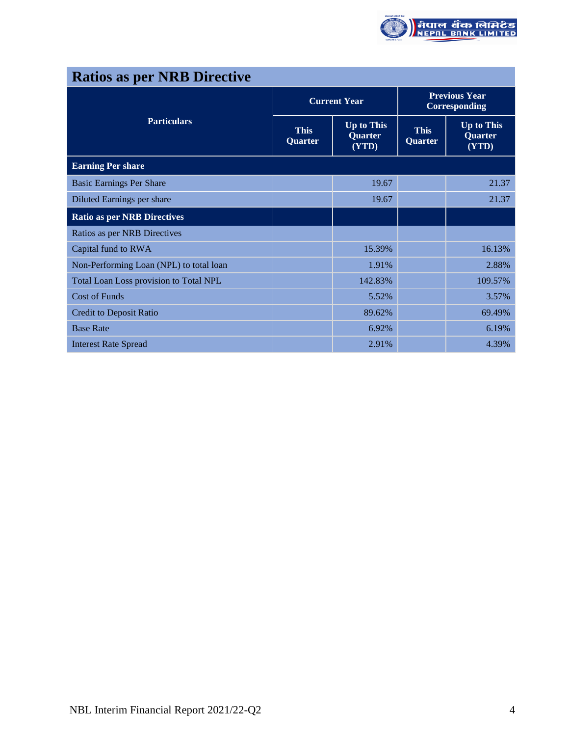## Ratios as per NRB Directive

| Particulars | Current Year | | Previous Year Corresponding | |
|---|---|---|---|---|
| | This Quarter | Up to This Quarter (YTD) | This Quarter | Up to This Quarter (YTD) |
| **Earning Per share** | | | | |
| Basic Earnings Per Share | | 19.67 | | 21.37 |
| Diluted Earnings per share | | 19.67 | | 21.37 |
| **Ratio as per NRB Directives** | | | | |
| Ratios as per NRB Directives | | | | |
| Capital fund to RWA | | 15.39% | | 16.13% |
| Non-Performing Loan (NPL) to total loan | | 1.91% | | 2.88% |
| Total Loan Loss provision to Total NPL | | 142.83% | | 109.57% |
| Cost of Funds | | 5.52% | | 3.57% |
| Credit to Deposit Ratio | | 89.62% | | 69.49% |
| Base Rate | | 6.92% | | 6.19% |
| Interest Rate Spread | | 2.91% | | 4.39% |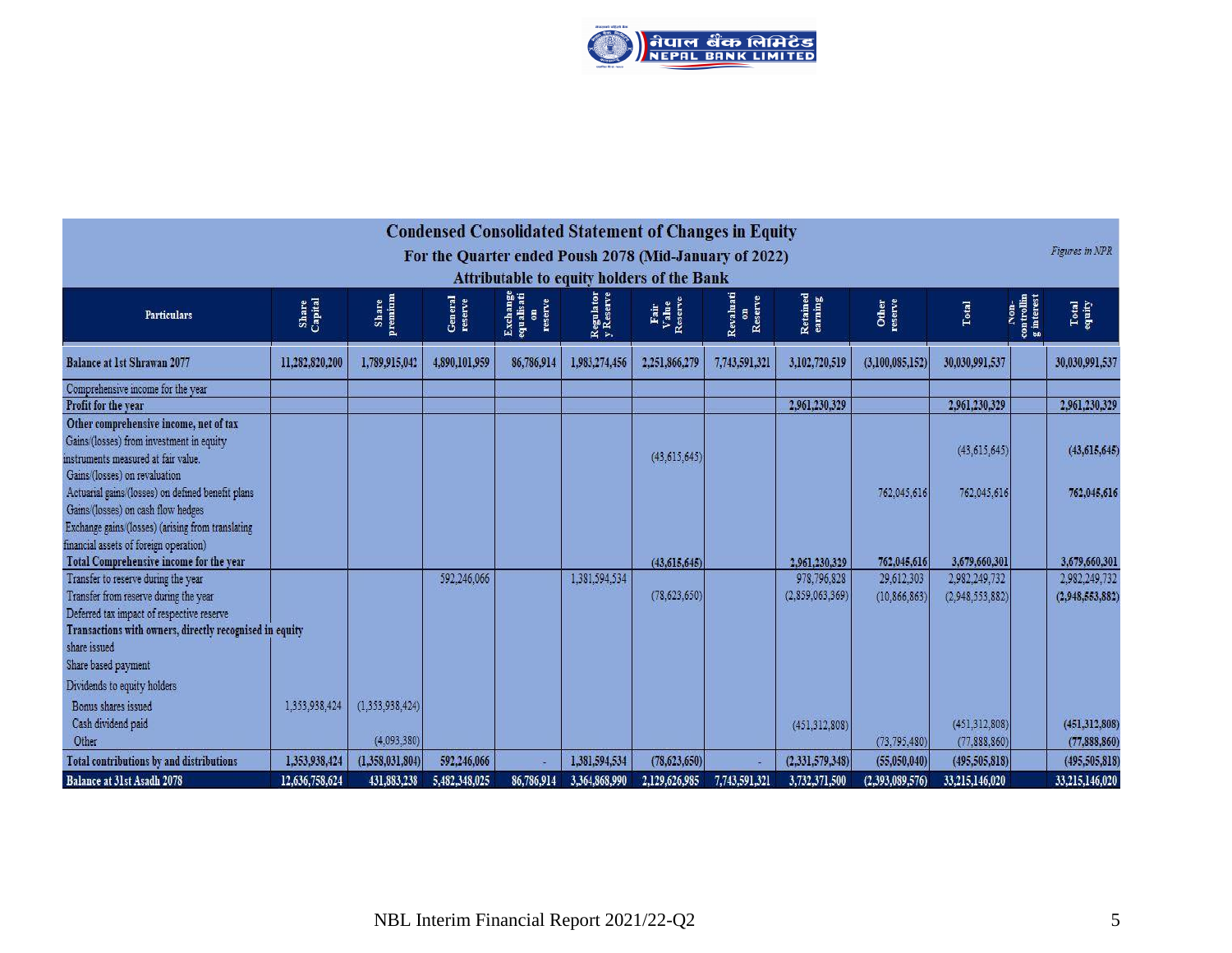# Condensed Consolidated Statement of Changes in Equity

## For the Quarter ended Poush 2078 (Mid-January of 2022)

### Attributable to equity holders of the Bank

*Figures in NPR*

| Particulars | Share Capital | Share premium | General reserve | Exchange equalisation reserve | Regulatory Reserve | Fair Value Reserve | Revaluation Reserve | Retained earning | Other reserve | Total | Non-controlling interest | Total equity |
|---|---|---|---|---|---|---|---|---|---|---|---|---|
| **Balance at 1st Shrawan 2077** | **11,282,820,200** | **1,789,915,042** | **4,890,101,959** | **86,786,914** | **1,983,274,456** | **2,251,866,279** | **7,743,591,321** | **3,102,720,519** | **(3,100,085,152)** | **30,030,991,537** | | **30,030,991,537** |
| Comprehensive income for the year | | | | | | | | | | | | |
| **Profit for the year** | | | | | | | | **2,961,230,329** | | **2,961,230,329** | | **2,961,230,329** |
| **Other comprehensive income, net of tax** | | | | | | | | | | | | |
| Gains/(losses) from investment in equity instruments measured at fair value. | | | | | | (43,615,645) | | | | (43,615,645) | | **(43,615,645)** |
| Gains/(losses) on revaluation | | | | | | | | | | | | |
| Actuarial gains/(losses) on defined benefit plans | | | | | | | | | 762,045,616 | 762,045,616 | | **762,045,616** |
| Gains/(losses) on cash flow hedges | | | | | | | | | | | | |
| Exchange gains/(losses) (arising from translating financial assets of foreign operation) | | | | | | | | | | | | |
| **Total Comprehensive income for the year** | | | | | | **(43,615,645)** | | **2,961,230,329** | **762,045,616** | **3,679,660,301** | | **3,679,660,301** |
| Transfer to reserve during the year | | | 592,246,066 | | 1,381,594,534 | | | 978,796,828 | 29,612,303 | 2,982,249,732 | | 2,982,249,732 |
| Transfer from reserve during the year | | | | | | (78,623,650) | | (2,859,063,369) | (10,866,863) | (2,948,553,882) | | **(2,948,553,882)** |
| Deferred tax impact of respective reserve | | | | | | | | | | | | |
| **Transactions with owners, directly recognised in equity** | | | | | | | | | | | | |
| share issued | | | | | | | | | | | | |
| Share based payment | | | | | | | | | | | | |
| Dividends to equity holders | | | | | | | | | | | | |
| Bonus shares issued | 1,353,938,424 | (1,353,938,424) | | | | | | | | | | |
| Cash dividend paid | | | | | | | | (451,312,808) | | (451,312,808) | | **(451,312,808)** |
| Other | | (4,093,380) | | | | | | | (73,795,480) | (77,888,860) | | **(77,888,860)** |
| **Total contributions by and distributions** | **1,353,938,424** | **(1,358,031,804)** | **592,246,066** | **-** | **1,381,594,534** | **(78,623,650)** | **-** | **(2,331,579,348)** | **(55,050,040)** | **(495,505,818)** | | **(495,505,818)** |
| **Balance at 31st Asadh 2078** | **12,636,758,624** | **431,883,238** | **5,482,348,025** | **86,786,914** | **3,364,868,990** | **2,129,626,985** | **7,743,591,321** | **3,732,371,500** | **(2,393,089,576)** | **33,215,146,020** | | **33,215,146,020** |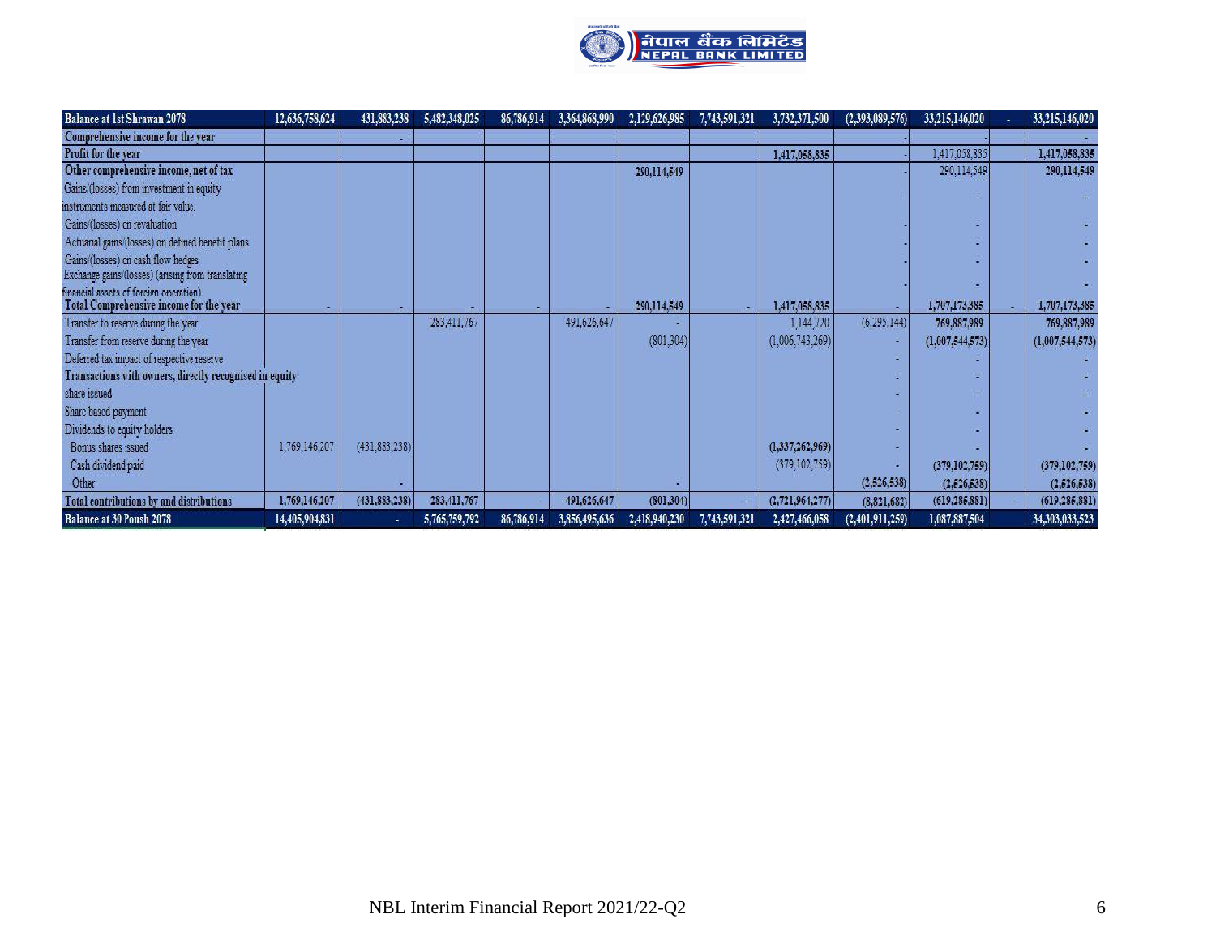| Balance at 1st Shrawan 2078 | 12,636,758,624 | 431,883,238 | 5,482,348,025 | 86,786,914 | 3,364,868,990 | 2,129,626,985 | 7,743,591,321 | 3,732,371,500 | (2,393,089,576) | 33,215,146,020 | - | 33,215,146,020 |
|---|---|---|---|---|---|---|---|---|---|---|---|---|
| **Comprehensive income for the year** | | - | | | | | | | | | | - |
| **Profit for the year** | | | | | | | | 1,417,058,835 | - | 1,417,058,835 | | 1,417,058,835 |
| **Other comprehensive income, net of tax** | | | | | | 290,114,549 | | | - | 290,114,549 | | 290,114,549 |
| Gains/(losses) from investment in equity instruments measured at fair value. | | | | | | | | | - | - | | - |
| Gains/(losses) on revaluation | | | | | | | | | - | - | | - |
| Actuarial gains/(losses) on defined benefit plans | | | | | | | | | - | - | | - |
| Gains/(losses) on cash flow hedges | | | | | | | | | - | - | | - |
| Exchange gains/(losses) (arising from translating financial assets of foreign operation) | | | | | | | | | - | - | | - |
| **Total Comprehensive income for the year** | - | - | - | - | - | 290,114,549 | - | 1,417,058,835 | - | 1,707,173,385 | - | 1,707,173,385 |
| Transfer to reserve during the year | | | 283,411,767 | | 491,626,647 | - | | 1,144,720 | (6,295,144) | 769,887,989 | | 769,887,989 |
| Transfer from reserve during the year | | | | | | (801,304) | | (1,006,743,269) | - | (1,007,544,573) | | (1,007,544,573) |
| Deferred tax impact of respective reserve | | | | | | | | | - | - | | - |
| **Transactions with owners, directly recognised in equity** | | | | | | | | | - | - | | - |
| share issued | | | | | | | | | - | - | | - |
| Share based payment | | | | | | | | | - | - | | - |
| Dividends to equity holders | | | | | | | | | - | - | | - |
| Bonus shares issued | 1,769,146,207 | (431,883,238) | | | | | | (1,337,262,969) | - | - | | - |
| Cash dividend paid | | | | | | | | (379,102,759) | - | (379,102,759) | | (379,102,759) |
| Other | | - | | | | - | | | (2,526,538) | (2,526,538) | | (2,526,538) |
| **Total contributions by and distributions** | 1,769,146,207 | (431,883,238) | 283,411,767 | - | 491,626,647 | (801,304) | - | (2,721,964,277) | (8,821,682) | (619,285,881) | - | (619,285,881) |
| **Balance at 30 Poush 2078** | 14,405,904,831 | - | 5,765,759,792 | 86,786,914 | 3,856,495,636 | 2,418,940,230 | 7,743,591,321 | 2,427,466,058 | (2,401,911,259) | 1,087,887,504 | | 34,303,033,523 |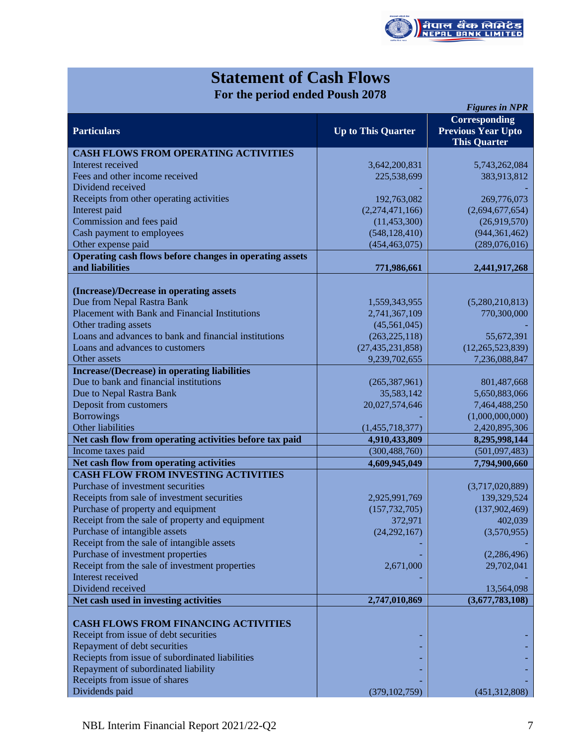# Statement of Cash Flows

## For the period ended Poush 2078

*Figures in NPR*

| Particulars | Up to This Quarter | Corresponding Previous Year Upto This Quarter |
|---|---|---|
| **CASH FLOWS FROM OPERATING ACTIVITIES** | | |
| Interest received | 3,642,200,831 | 5,743,262,084 |
| Fees and other income received | 225,538,699 | 383,913,812 |
| Dividend received | - | - |
| Receipts from other operating activities | 192,763,082 | 269,776,073 |
| Interest paid | (2,274,471,166) | (2,694,677,654) |
| Commission and fees paid | (11,453,300) | (26,919,570) |
| Cash payment to employees | (548,128,410) | (944,361,462) |
| Other expense paid | (454,463,075) | (289,076,016) |
| **Operating cash flows before changes in operating assets and liabilities** | **771,986,661** | **2,441,917,268** |
| **(Increase)/Decrease in operating assets** | | |
| Due from Nepal Rastra Bank | 1,559,343,955 | (5,280,210,813) |
| Placement with Bank and Financial Institutions | 2,741,367,109 | 770,300,000 |
| Other trading assets | (45,561,045) | - |
| Loans and advances to bank and financial institutions | (263,225,118) | 55,672,391 |
| Loans and advances to customers | (27,435,231,858) | (12,265,523,839) |
| Other assets | 9,239,702,655 | 7,236,088,847 |
| **Increase/(Decrease) in operating liabilities** | | |
| Due to bank and financial institutions | (265,387,961) | 801,487,668 |
| Due to Nepal Rastra Bank | 35,583,142 | 5,650,883,066 |
| Deposit from customers | 20,027,574,646 | 7,464,488,250 |
| Borrowings | - | (1,000,000,000) |
| Other liabilities | (1,455,718,377) | 2,420,895,306 |
| **Net cash flow from operating activities before tax paid** | **4,910,433,809** | **8,295,998,144** |
| Income taxes paid | (300,488,760) | (501,097,483) |
| **Net cash flow from operating activities** | **4,609,945,049** | **7,794,900,660** |
| **CASH FLOW FROM INVESTING ACTIVITIES** | | |
| Purchase of investment securities | | (3,717,020,889) |
| Receipts from sale of investment securities | 2,925,991,769 | 139,329,524 |
| Purchase of property and equipment | (157,732,705) | (137,902,469) |
| Receipt from the sale of property and equipment | 372,971 | 402,039 |
| Purchase of intangible assets | (24,292,167) | (3,570,955) |
| Receipt from the sale of intangible assets | - | - |
| Purchase of investment properties | - | (2,286,496) |
| Receipt from the sale of investment properties | 2,671,000 | 29,702,041 |
| Interest received | - | - |
| Dividend received | | 13,564,098 |
| **Net cash used in investing activities** | **2,747,010,869** | **(3,677,783,108)** |
| **CASH FLOWS FROM FINANCING ACTIVITIES** | | |
| Receipt from issue of debt securities | - | - |
| Repayment of debt securities | - | - |
| Reciepts from issue of subordinated liabilities | - | - |
| Repayment of subordinated liability | - | - |
| Receipts from issue of shares | - | - |
| Dividends paid | (379,102,759) | (451,312,808) |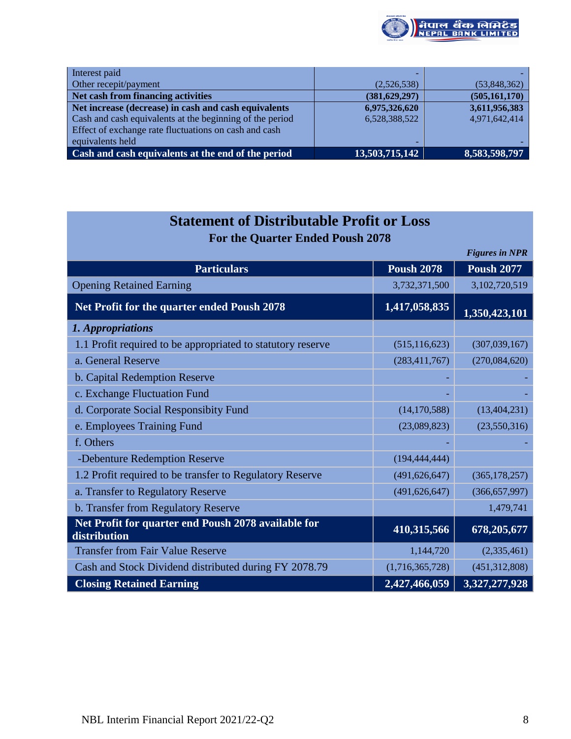| | | |
|---|---|---|
| Interest paid | - | - |
| Other recepit/payment | (2,526,538) | (53,848,362) |
| **Net cash from financing activities** | **(381,629,297)** | **(505,161,170)** |
| **Net increase (decrease) in cash and cash equivalents** | **6,975,326,620** | **3,611,956,383** |
| Cash and cash equivalents at the beginning of the period | 6,528,388,522 | 4,971,642,414 |
| Effect of exchange rate fluctuations on cash and cash equivalents held | - | - |
| **Cash and cash equivalents at the end of the period** | **13,503,715,142** | **8,583,598,797** |

## Statement of Distributable Profit or Loss

### For the Quarter Ended Poush 2078

*Figures in NPR*

| Particulars | Poush 2078 | Poush 2077 |
|---|---|---|
| Opening Retained Earning | 3,732,371,500 | 3,102,720,519 |
| **Net Profit for the quarter ended Poush 2078** | **1,417,058,835** | **1,350,423,101** |
| ***1. Appropriations*** | | |
| 1.1 Profit required to be appropriated to statutory reserve | (515,116,623) | (307,039,167) |
| a. General Reserve | (283,411,767) | (270,084,620) |
| b. Capital Redemption Reserve | - | - |
| c. Exchange Fluctuation Fund | - | - |
| d. Corporate Social Responsibity Fund | (14,170,588) | (13,404,231) |
| e. Employees Training Fund | (23,089,823) | (23,550,316) |
| f. Others | - | - |
| -Debenture Redemption Reserve | (194,444,444) | |
| 1.2 Profit required to be transfer to Regulatory Reserve | (491,626,647) | (365,178,257) |
| a. Transfer to Regulatory Reserve | (491,626,647) | (366,657,997) |
| b. Transfer from Regulatory Reserve | | 1,479,741 |
| **Net Profit for quarter end Poush 2078 available for distribution** | **410,315,566** | **678,205,677** |
| Transfer from Fair Value Reserve | 1,144,720 | (2,335,461) |
| Cash and Stock Dividend distributed during FY 2078.79 | (1,716,365,728) | (451,312,808) |
| **Closing Retained Earning** | **2,427,466,059** | **3,327,277,928** |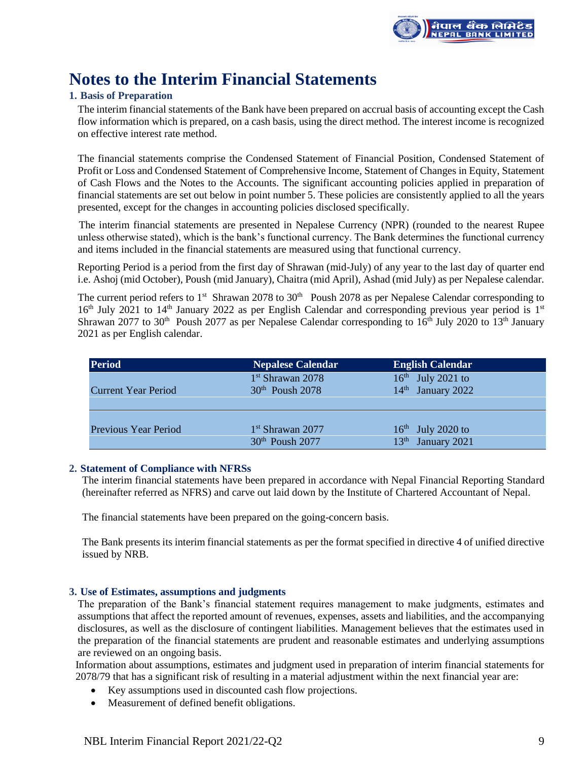# Notes to the Interim Financial Statements

### 1. Basis of Preparation

The interim financial statements of the Bank have been prepared on accrual basis of accounting except the Cash flow information which is prepared, on a cash basis, using the direct method. The interest income is recognized on effective interest rate method.

The financial statements comprise the Condensed Statement of Financial Position, Condensed Statement of Profit or Loss and Condensed Statement of Comprehensive Income, Statement of Changes in Equity, Statement of Cash Flows and the Notes to the Accounts. The significant accounting policies applied in preparation of financial statements are set out below in point number 5. These policies are consistently applied to all the years presented, except for the changes in accounting policies disclosed specifically.

The interim financial statements are presented in Nepalese Currency (NPR) (rounded to the nearest Rupee unless otherwise stated), which is the bank's functional currency. The Bank determines the functional currency and items included in the financial statements are measured using that functional currency.

Reporting Period is a period from the first day of Shrawan (mid-July) of any year to the last day of quarter end i.e. Ashoj (mid October), Poush (mid January), Chaitra (mid April), Ashad (mid July) as per Nepalese calendar.

The current period refers to 1st Shrawan 2078 to 30th Poush 2078 as per Nepalese Calendar corresponding to 16th July 2021 to 14th January 2022 as per English Calendar and corresponding previous year period is 1st Shrawan 2077 to 30th Poush 2077 as per Nepalese Calendar corresponding to 16th July 2020 to 13th January 2021 as per English calendar.

| Period | Nepalese Calendar | English Calendar |
|---|---|---|
| Current Year Period | 1st Shrawan 2078<br>30th Poush 2078 | 16th July 2021 to<br>14th January 2022 |
| Previous Year Period | 1st Shrawan 2077<br>30th Poush 2077 | 16th July 2020 to<br>13th January 2021 |

### 2. Statement of Compliance with NFRSs

The interim financial statements have been prepared in accordance with Nepal Financial Reporting Standard (hereinafter referred as NFRS) and carve out laid down by the Institute of Chartered Accountant of Nepal.

The financial statements have been prepared on the going-concern basis.

The Bank presents its interim financial statements as per the format specified in directive 4 of unified directive issued by NRB.

### 3. Use of Estimates, assumptions and judgments

The preparation of the Bank's financial statement requires management to make judgments, estimates and assumptions that affect the reported amount of revenues, expenses, assets and liabilities, and the accompanying disclosures, as well as the disclosure of contingent liabilities. Management believes that the estimates used in the preparation of the financial statements are prudent and reasonable estimates and underlying assumptions are reviewed on an ongoing basis.

Information about assumptions, estimates and judgment used in preparation of interim financial statements for 2078/79 that has a significant risk of resulting in a material adjustment within the next financial year are:

- Key assumptions used in discounted cash flow projections.
- Measurement of defined benefit obligations.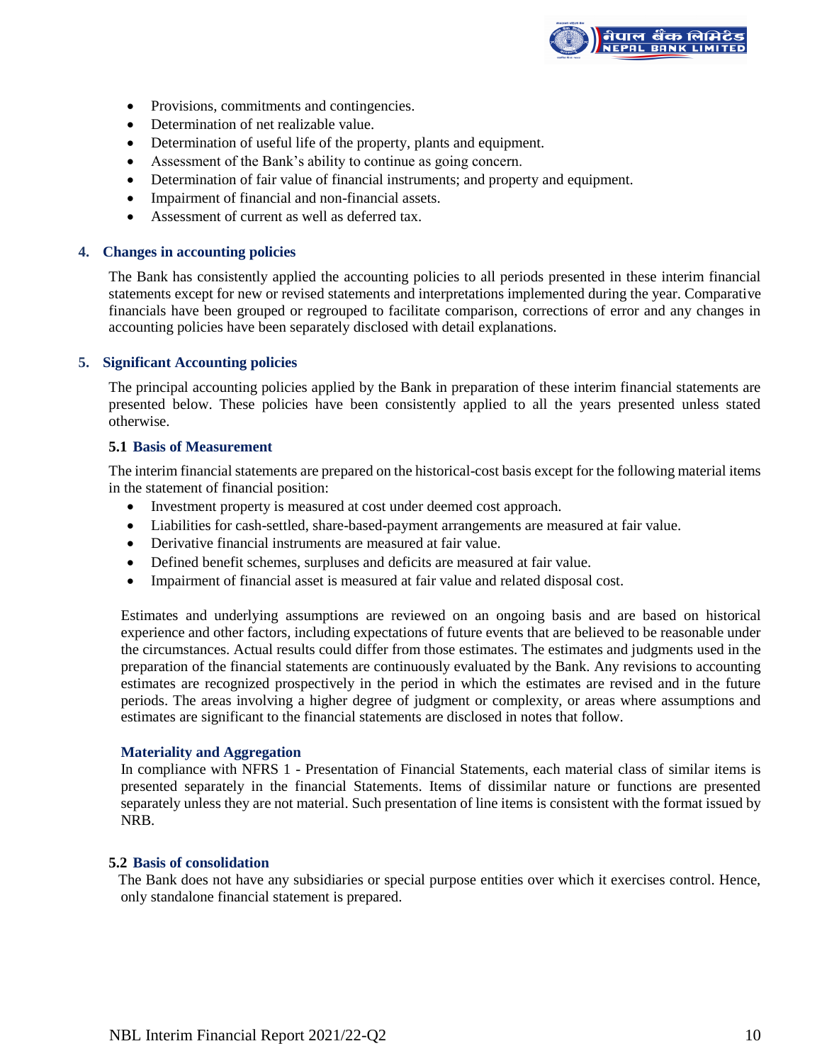- Provisions, commitments and contingencies.
- Determination of net realizable value.
- Determination of useful life of the property, plants and equipment.
- Assessment of the Bank's ability to continue as going concern.
- Determination of fair value of financial instruments; and property and equipment.
- Impairment of financial and non-financial assets.
- Assessment of current as well as deferred tax.

## 4. Changes in accounting policies

The Bank has consistently applied the accounting policies to all periods presented in these interim financial statements except for new or revised statements and interpretations implemented during the year. Comparative financials have been grouped or regrouped to facilitate comparison, corrections of error and any changes in accounting policies have been separately disclosed with detail explanations.

## 5. Significant Accounting policies

The principal accounting policies applied by the Bank in preparation of these interim financial statements are presented below. These policies have been consistently applied to all the years presented unless stated otherwise.

### 5.1 Basis of Measurement

The interim financial statements are prepared on the historical-cost basis except for the following material items in the statement of financial position:

- Investment property is measured at cost under deemed cost approach.
- Liabilities for cash-settled, share-based-payment arrangements are measured at fair value.
- Derivative financial instruments are measured at fair value.
- Defined benefit schemes, surpluses and deficits are measured at fair value.
- Impairment of financial asset is measured at fair value and related disposal cost.

Estimates and underlying assumptions are reviewed on an ongoing basis and are based on historical experience and other factors, including expectations of future events that are believed to be reasonable under the circumstances. Actual results could differ from those estimates. The estimates and judgments used in the preparation of the financial statements are continuously evaluated by the Bank. Any revisions to accounting estimates are recognized prospectively in the period in which the estimates are revised and in the future periods. The areas involving a higher degree of judgment or complexity, or areas where assumptions and estimates are significant to the financial statements are disclosed in notes that follow.

#### Materiality and Aggregation

In compliance with NFRS 1 - Presentation of Financial Statements, each material class of similar items is presented separately in the financial Statements. Items of dissimilar nature or functions are presented separately unless they are not material. Such presentation of line items is consistent with the format issued by NRB.

### 5.2 Basis of consolidation

The Bank does not have any subsidiaries or special purpose entities over which it exercises control. Hence, only standalone financial statement is prepared.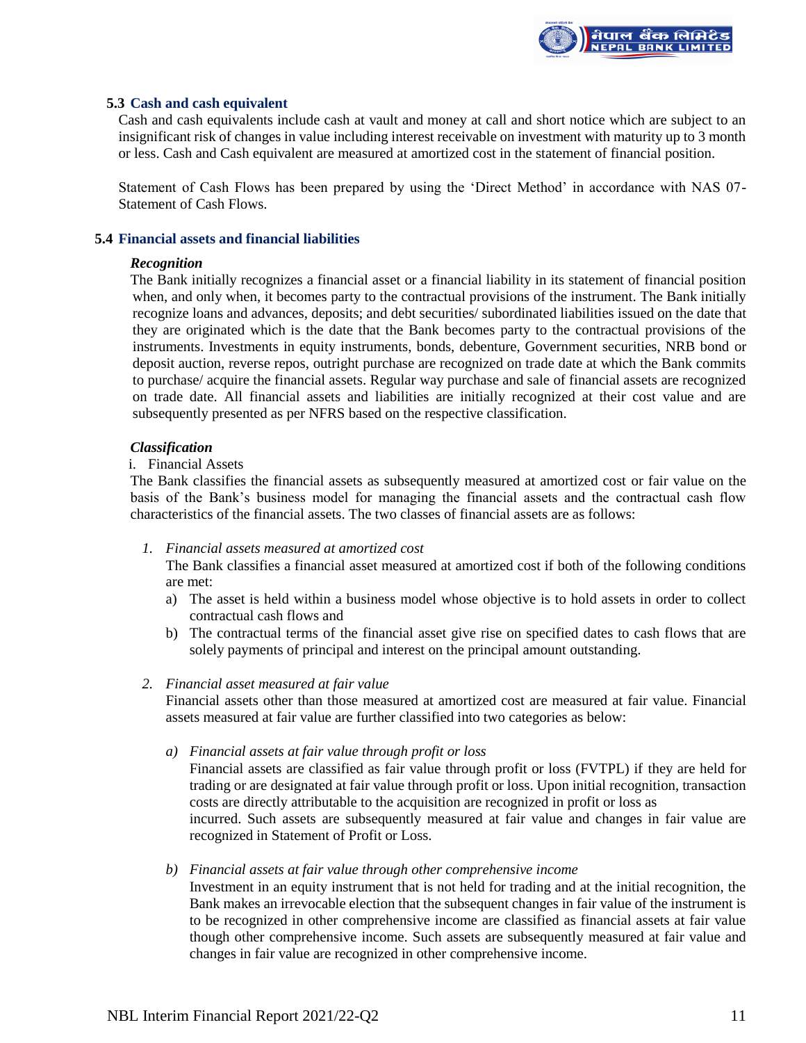### 5.3 Cash and cash equivalent

Cash and cash equivalents include cash at vault and money at call and short notice which are subject to an insignificant risk of changes in value including interest receivable on investment with maturity up to 3 month or less. Cash and Cash equivalent are measured at amortized cost in the statement of financial position.

Statement of Cash Flows has been prepared by using the 'Direct Method' in accordance with NAS 07- Statement of Cash Flows.

### 5.4 Financial assets and financial liabilities

***Recognition***

The Bank initially recognizes a financial asset or a financial liability in its statement of financial position when, and only when, it becomes party to the contractual provisions of the instrument. The Bank initially recognize loans and advances, deposits; and debt securities/ subordinated liabilities issued on the date that they are originated which is the date that the Bank becomes party to the contractual provisions of the instruments. Investments in equity instruments, bonds, debenture, Government securities, NRB bond or deposit auction, reverse repos, outright purchase are recognized on trade date at which the Bank commits to purchase/ acquire the financial assets. Regular way purchase and sale of financial assets are recognized on trade date. All financial assets and liabilities are initially recognized at their cost value and are subsequently presented as per NFRS based on the respective classification.

***Classification***

i. Financial Assets

The Bank classifies the financial assets as subsequently measured at amortized cost or fair value on the basis of the Bank's business model for managing the financial assets and the contractual cash flow characteristics of the financial assets. The two classes of financial assets are as follows:

1. *Financial assets measured at amortized cost*

   The Bank classifies a financial asset measured at amortized cost if both of the following conditions are met:

   a) The asset is held within a business model whose objective is to hold assets in order to collect contractual cash flows and

   b) The contractual terms of the financial asset give rise on specified dates to cash flows that are solely payments of principal and interest on the principal amount outstanding.

2. *Financial asset measured at fair value*

   Financial assets other than those measured at amortized cost are measured at fair value. Financial assets measured at fair value are further classified into two categories as below:

   a) *Financial assets at fair value through profit or loss*

   Financial assets are classified as fair value through profit or loss (FVTPL) if they are held for trading or are designated at fair value through profit or loss. Upon initial recognition, transaction costs are directly attributable to the acquisition are recognized in profit or loss as incurred. Such assets are subsequently measured at fair value and changes in fair value are recognized in Statement of Profit or Loss.

   b) *Financial assets at fair value through other comprehensive income*

   Investment in an equity instrument that is not held for trading and at the initial recognition, the Bank makes an irrevocable election that the subsequent changes in fair value of the instrument is to be recognized in other comprehensive income are classified as financial assets at fair value though other comprehensive income. Such assets are subsequently measured at fair value and changes in fair value are recognized in other comprehensive income.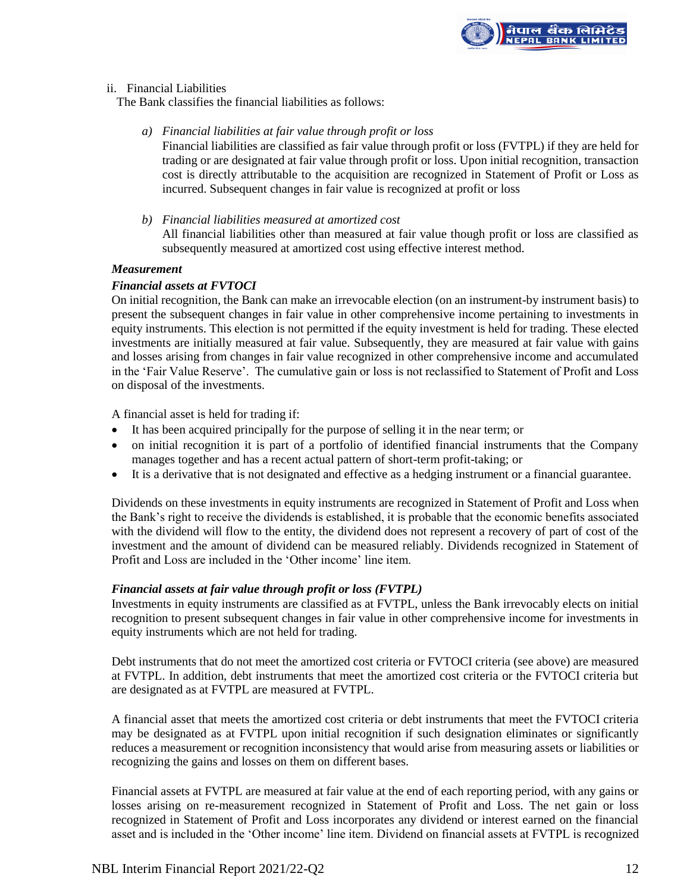ii. Financial Liabilities

The Bank classifies the financial liabilities as follows:

*a) Financial liabilities at fair value through profit or loss*

Financial liabilities are classified as fair value through profit or loss (FVTPL) if they are held for trading or are designated at fair value through profit or loss. Upon initial recognition, transaction cost is directly attributable to the acquisition are recognized in Statement of Profit or Loss as incurred. Subsequent changes in fair value is recognized at profit or loss

*b) Financial liabilities measured at amortized cost*

All financial liabilities other than measured at fair value though profit or loss are classified as subsequently measured at amortized cost using effective interest method.

***Measurement***

***Financial assets at FVTOCI***

On initial recognition, the Bank can make an irrevocable election (on an instrument-by instrument basis) to present the subsequent changes in fair value in other comprehensive income pertaining to investments in equity instruments. This election is not permitted if the equity investment is held for trading. These elected investments are initially measured at fair value. Subsequently, they are measured at fair value with gains and losses arising from changes in fair value recognized in other comprehensive income and accumulated in the 'Fair Value Reserve'. The cumulative gain or loss is not reclassified to Statement of Profit and Loss on disposal of the investments.

A financial asset is held for trading if:

- It has been acquired principally for the purpose of selling it in the near term; or
- on initial recognition it is part of a portfolio of identified financial instruments that the Company manages together and has a recent actual pattern of short-term profit-taking; or
- It is a derivative that is not designated and effective as a hedging instrument or a financial guarantee.

Dividends on these investments in equity instruments are recognized in Statement of Profit and Loss when the Bank's right to receive the dividends is established, it is probable that the economic benefits associated with the dividend will flow to the entity, the dividend does not represent a recovery of part of cost of the investment and the amount of dividend can be measured reliably. Dividends recognized in Statement of Profit and Loss are included in the 'Other income' line item.

***Financial assets at fair value through profit or loss (FVTPL)***

Investments in equity instruments are classified as at FVTPL, unless the Bank irrevocably elects on initial recognition to present subsequent changes in fair value in other comprehensive income for investments in equity instruments which are not held for trading.

Debt instruments that do not meet the amortized cost criteria or FVTOCI criteria (see above) are measured at FVTPL. In addition, debt instruments that meet the amortized cost criteria or the FVTOCI criteria but are designated as at FVTPL are measured at FVTPL.

A financial asset that meets the amortized cost criteria or debt instruments that meet the FVTOCI criteria may be designated as at FVTPL upon initial recognition if such designation eliminates or significantly reduces a measurement or recognition inconsistency that would arise from measuring assets or liabilities or recognizing the gains and losses on them on different bases.

Financial assets at FVTPL are measured at fair value at the end of each reporting period, with any gains or losses arising on re-measurement recognized in Statement of Profit and Loss. The net gain or loss recognized in Statement of Profit and Loss incorporates any dividend or interest earned on the financial asset and is included in the 'Other income' line item. Dividend on financial assets at FVTPL is recognized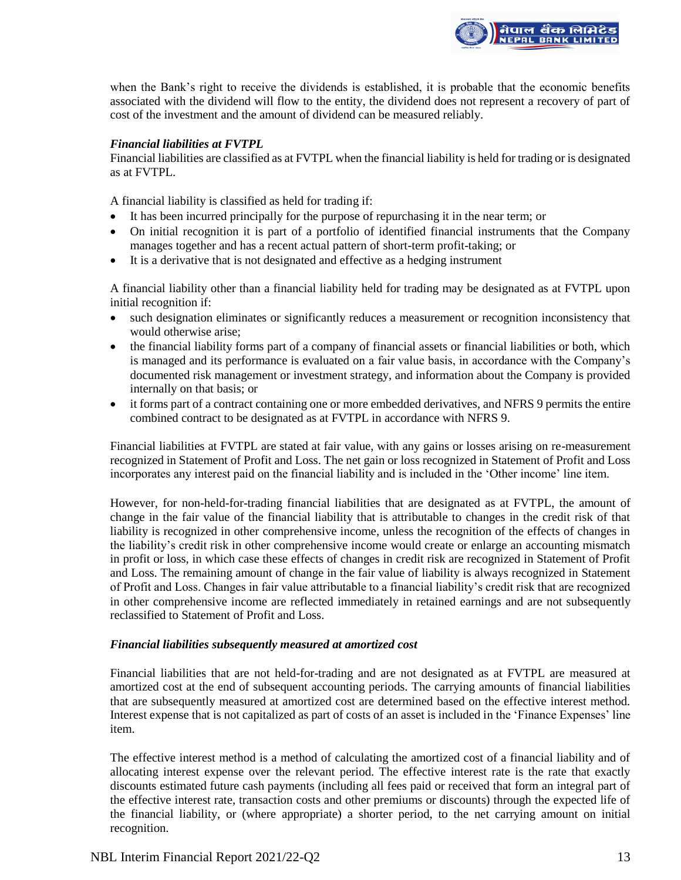when the Bank's right to receive the dividends is established, it is probable that the economic benefits associated with the dividend will flow to the entity, the dividend does not represent a recovery of part of cost of the investment and the amount of dividend can be measured reliably.

***Financial liabilities at FVTPL***

Financial liabilities are classified as at FVTPL when the financial liability is held for trading or is designated as at FVTPL.

A financial liability is classified as held for trading if:

- It has been incurred principally for the purpose of repurchasing it in the near term; or
- On initial recognition it is part of a portfolio of identified financial instruments that the Company manages together and has a recent actual pattern of short-term profit-taking; or
- It is a derivative that is not designated and effective as a hedging instrument

A financial liability other than a financial liability held for trading may be designated as at FVTPL upon initial recognition if:

- such designation eliminates or significantly reduces a measurement or recognition inconsistency that would otherwise arise;
- the financial liability forms part of a company of financial assets or financial liabilities or both, which is managed and its performance is evaluated on a fair value basis, in accordance with the Company's documented risk management or investment strategy, and information about the Company is provided internally on that basis; or
- it forms part of a contract containing one or more embedded derivatives, and NFRS 9 permits the entire combined contract to be designated as at FVTPL in accordance with NFRS 9.

Financial liabilities at FVTPL are stated at fair value, with any gains or losses arising on re-measurement recognized in Statement of Profit and Loss. The net gain or loss recognized in Statement of Profit and Loss incorporates any interest paid on the financial liability and is included in the 'Other income' line item.

However, for non-held-for-trading financial liabilities that are designated as at FVTPL, the amount of change in the fair value of the financial liability that is attributable to changes in the credit risk of that liability is recognized in other comprehensive income, unless the recognition of the effects of changes in the liability's credit risk in other comprehensive income would create or enlarge an accounting mismatch in profit or loss, in which case these effects of changes in credit risk are recognized in Statement of Profit and Loss. The remaining amount of change in the fair value of liability is always recognized in Statement of Profit and Loss. Changes in fair value attributable to a financial liability's credit risk that are recognized in other comprehensive income are reflected immediately in retained earnings and are not subsequently reclassified to Statement of Profit and Loss.

***Financial liabilities subsequently measured at amortized cost***

Financial liabilities that are not held-for-trading and are not designated as at FVTPL are measured at amortized cost at the end of subsequent accounting periods. The carrying amounts of financial liabilities that are subsequently measured at amortized cost are determined based on the effective interest method. Interest expense that is not capitalized as part of costs of an asset is included in the 'Finance Expenses' line item.

The effective interest method is a method of calculating the amortized cost of a financial liability and of allocating interest expense over the relevant period. The effective interest rate is the rate that exactly discounts estimated future cash payments (including all fees paid or received that form an integral part of the effective interest rate, transaction costs and other premiums or discounts) through the expected life of the financial liability, or (where appropriate) a shorter period, to the net carrying amount on initial recognition.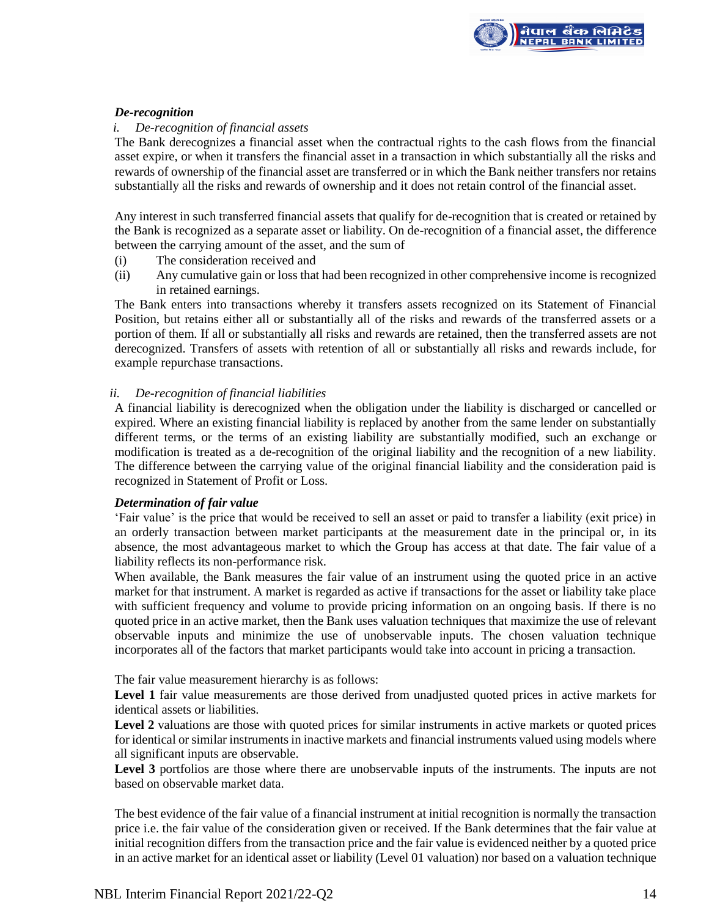***De-recognition***

*i. De-recognition of financial assets*

The Bank derecognizes a financial asset when the contractual rights to the cash flows from the financial asset expire, or when it transfers the financial asset in a transaction in which substantially all the risks and rewards of ownership of the financial asset are transferred or in which the Bank neither transfers nor retains substantially all the risks and rewards of ownership and it does not retain control of the financial asset.

Any interest in such transferred financial assets that qualify for de-recognition that is created or retained by the Bank is recognized as a separate asset or liability. On de-recognition of a financial asset, the difference between the carrying amount of the asset, and the sum of

(i) The consideration received and

(ii) Any cumulative gain or loss that had been recognized in other comprehensive income is recognized in retained earnings.

The Bank enters into transactions whereby it transfers assets recognized on its Statement of Financial Position, but retains either all or substantially all of the risks and rewards of the transferred assets or a portion of them. If all or substantially all risks and rewards are retained, then the transferred assets are not derecognized. Transfers of assets with retention of all or substantially all risks and rewards include, for example repurchase transactions.

*ii. De-recognition of financial liabilities*

A financial liability is derecognized when the obligation under the liability is discharged or cancelled or expired. Where an existing financial liability is replaced by another from the same lender on substantially different terms, or the terms of an existing liability are substantially modified, such an exchange or modification is treated as a de-recognition of the original liability and the recognition of a new liability. The difference between the carrying value of the original financial liability and the consideration paid is recognized in Statement of Profit or Loss.

***Determination of fair value***

'Fair value' is the price that would be received to sell an asset or paid to transfer a liability (exit price) in an orderly transaction between market participants at the measurement date in the principal or, in its absence, the most advantageous market to which the Group has access at that date. The fair value of a liability reflects its non-performance risk.

When available, the Bank measures the fair value of an instrument using the quoted price in an active market for that instrument. A market is regarded as active if transactions for the asset or liability take place with sufficient frequency and volume to provide pricing information on an ongoing basis. If there is no quoted price in an active market, then the Bank uses valuation techniques that maximize the use of relevant observable inputs and minimize the use of unobservable inputs. The chosen valuation technique incorporates all of the factors that market participants would take into account in pricing a transaction.

The fair value measurement hierarchy is as follows:

**Level 1** fair value measurements are those derived from unadjusted quoted prices in active markets for identical assets or liabilities.

**Level 2** valuations are those with quoted prices for similar instruments in active markets or quoted prices for identical or similar instruments in inactive markets and financial instruments valued using models where all significant inputs are observable.

**Level 3** portfolios are those where there are unobservable inputs of the instruments. The inputs are not based on observable market data.

The best evidence of the fair value of a financial instrument at initial recognition is normally the transaction price i.e. the fair value of the consideration given or received. If the Bank determines that the fair value at initial recognition differs from the transaction price and the fair value is evidenced neither by a quoted price in an active market for an identical asset or liability (Level 01 valuation) nor based on a valuation technique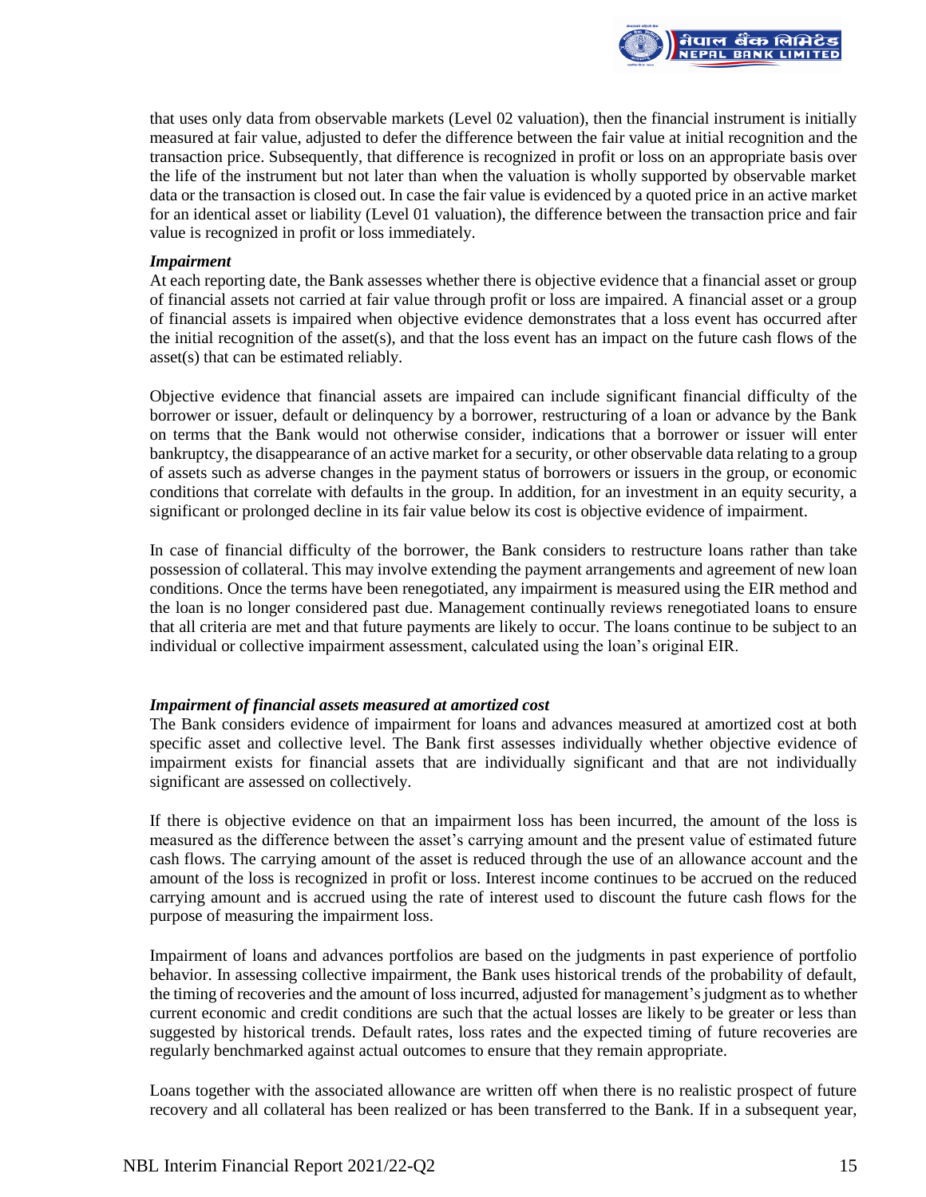that uses only data from observable markets (Level 02 valuation), then the financial instrument is initially measured at fair value, adjusted to defer the difference between the fair value at initial recognition and the transaction price. Subsequently, that difference is recognized in profit or loss on an appropriate basis over the life of the instrument but not later than when the valuation is wholly supported by observable market data or the transaction is closed out. In case the fair value is evidenced by a quoted price in an active market for an identical asset or liability (Level 01 valuation), the difference between the transaction price and fair value is recognized in profit or loss immediately.

***Impairment***

At each reporting date, the Bank assesses whether there is objective evidence that a financial asset or group of financial assets not carried at fair value through profit or loss are impaired. A financial asset or a group of financial assets is impaired when objective evidence demonstrates that a loss event has occurred after the initial recognition of the asset(s), and that the loss event has an impact on the future cash flows of the asset(s) that can be estimated reliably.

Objective evidence that financial assets are impaired can include significant financial difficulty of the borrower or issuer, default or delinquency by a borrower, restructuring of a loan or advance by the Bank on terms that the Bank would not otherwise consider, indications that a borrower or issuer will enter bankruptcy, the disappearance of an active market for a security, or other observable data relating to a group of assets such as adverse changes in the payment status of borrowers or issuers in the group, or economic conditions that correlate with defaults in the group. In addition, for an investment in an equity security, a significant or prolonged decline in its fair value below its cost is objective evidence of impairment.

In case of financial difficulty of the borrower, the Bank considers to restructure loans rather than take possession of collateral. This may involve extending the payment arrangements and agreement of new loan conditions. Once the terms have been renegotiated, any impairment is measured using the EIR method and the loan is no longer considered past due. Management continually reviews renegotiated loans to ensure that all criteria are met and that future payments are likely to occur. The loans continue to be subject to an individual or collective impairment assessment, calculated using the loan's original EIR.

***Impairment of financial assets measured at amortized cost***

The Bank considers evidence of impairment for loans and advances measured at amortized cost at both specific asset and collective level. The Bank first assesses individually whether objective evidence of impairment exists for financial assets that are individually significant and that are not individually significant are assessed on collectively.

If there is objective evidence on that an impairment loss has been incurred, the amount of the loss is measured as the difference between the asset's carrying amount and the present value of estimated future cash flows. The carrying amount of the asset is reduced through the use of an allowance account and the amount of the loss is recognized in profit or loss. Interest income continues to be accrued on the reduced carrying amount and is accrued using the rate of interest used to discount the future cash flows for the purpose of measuring the impairment loss.

Impairment of loans and advances portfolios are based on the judgments in past experience of portfolio behavior. In assessing collective impairment, the Bank uses historical trends of the probability of default, the timing of recoveries and the amount of loss incurred, adjusted for management's judgment as to whether current economic and credit conditions are such that the actual losses are likely to be greater or less than suggested by historical trends. Default rates, loss rates and the expected timing of future recoveries are regularly benchmarked against actual outcomes to ensure that they remain appropriate.

Loans together with the associated allowance are written off when there is no realistic prospect of future recovery and all collateral has been realized or has been transferred to the Bank. If in a subsequent year,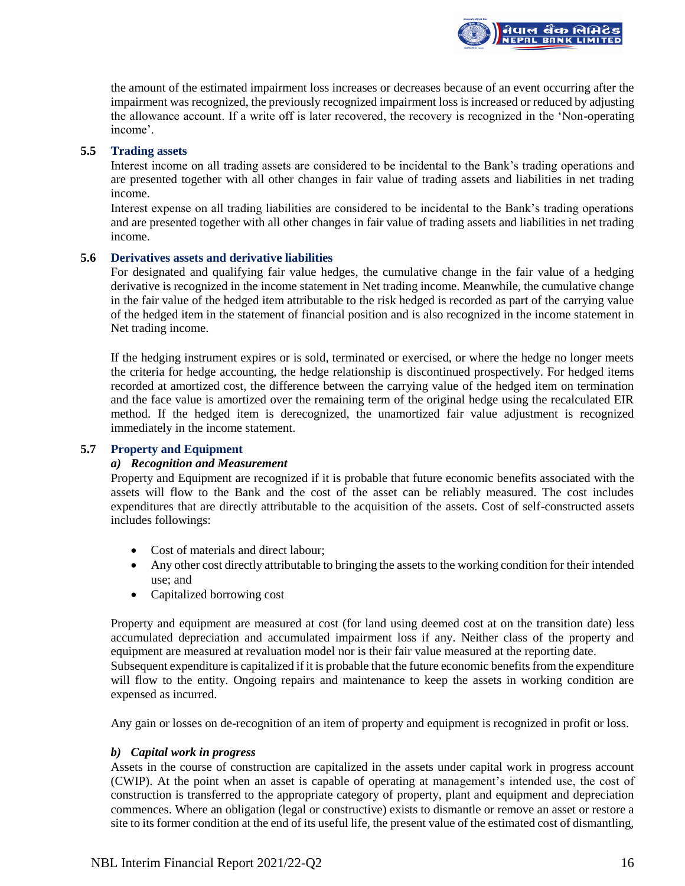the amount of the estimated impairment loss increases or decreases because of an event occurring after the impairment was recognized, the previously recognized impairment loss is increased or reduced by adjusting the allowance account. If a write off is later recovered, the recovery is recognized in the 'Non-operating income'.

### 5.5 Trading assets

Interest income on all trading assets are considered to be incidental to the Bank's trading operations and are presented together with all other changes in fair value of trading assets and liabilities in net trading income.

Interest expense on all trading liabilities are considered to be incidental to the Bank's trading operations and are presented together with all other changes in fair value of trading assets and liabilities in net trading income.

### 5.6 Derivatives assets and derivative liabilities

For designated and qualifying fair value hedges, the cumulative change in the fair value of a hedging derivative is recognized in the income statement in Net trading income. Meanwhile, the cumulative change in the fair value of the hedged item attributable to the risk hedged is recorded as part of the carrying value of the hedged item in the statement of financial position and is also recognized in the income statement in Net trading income.

If the hedging instrument expires or is sold, terminated or exercised, or where the hedge no longer meets the criteria for hedge accounting, the hedge relationship is discontinued prospectively. For hedged items recorded at amortized cost, the difference between the carrying value of the hedged item on termination and the face value is amortized over the remaining term of the original hedge using the recalculated EIR method. If the hedged item is derecognized, the unamortized fair value adjustment is recognized immediately in the income statement.

### 5.7 Property and Equipment

#### *a) Recognition and Measurement*

Property and Equipment are recognized if it is probable that future economic benefits associated with the assets will flow to the Bank and the cost of the asset can be reliably measured. The cost includes expenditures that are directly attributable to the acquisition of the assets. Cost of self-constructed assets includes followings:

- Cost of materials and direct labour;
- Any other cost directly attributable to bringing the assets to the working condition for their intended use; and
- Capitalized borrowing cost

Property and equipment are measured at cost (for land using deemed cost at on the transition date) less accumulated depreciation and accumulated impairment loss if any. Neither class of the property and equipment are measured at revaluation model nor is their fair value measured at the reporting date.
Subsequent expenditure is capitalized if it is probable that the future economic benefits from the expenditure will flow to the entity. Ongoing repairs and maintenance to keep the assets in working condition are expensed as incurred.

Any gain or losses on de-recognition of an item of property and equipment is recognized in profit or loss.

#### *b) Capital work in progress*

Assets in the course of construction are capitalized in the assets under capital work in progress account (CWIP). At the point when an asset is capable of operating at management's intended use, the cost of construction is transferred to the appropriate category of property, plant and equipment and depreciation commences. Where an obligation (legal or constructive) exists to dismantle or remove an asset or restore a site to its former condition at the end of its useful life, the present value of the estimated cost of dismantling,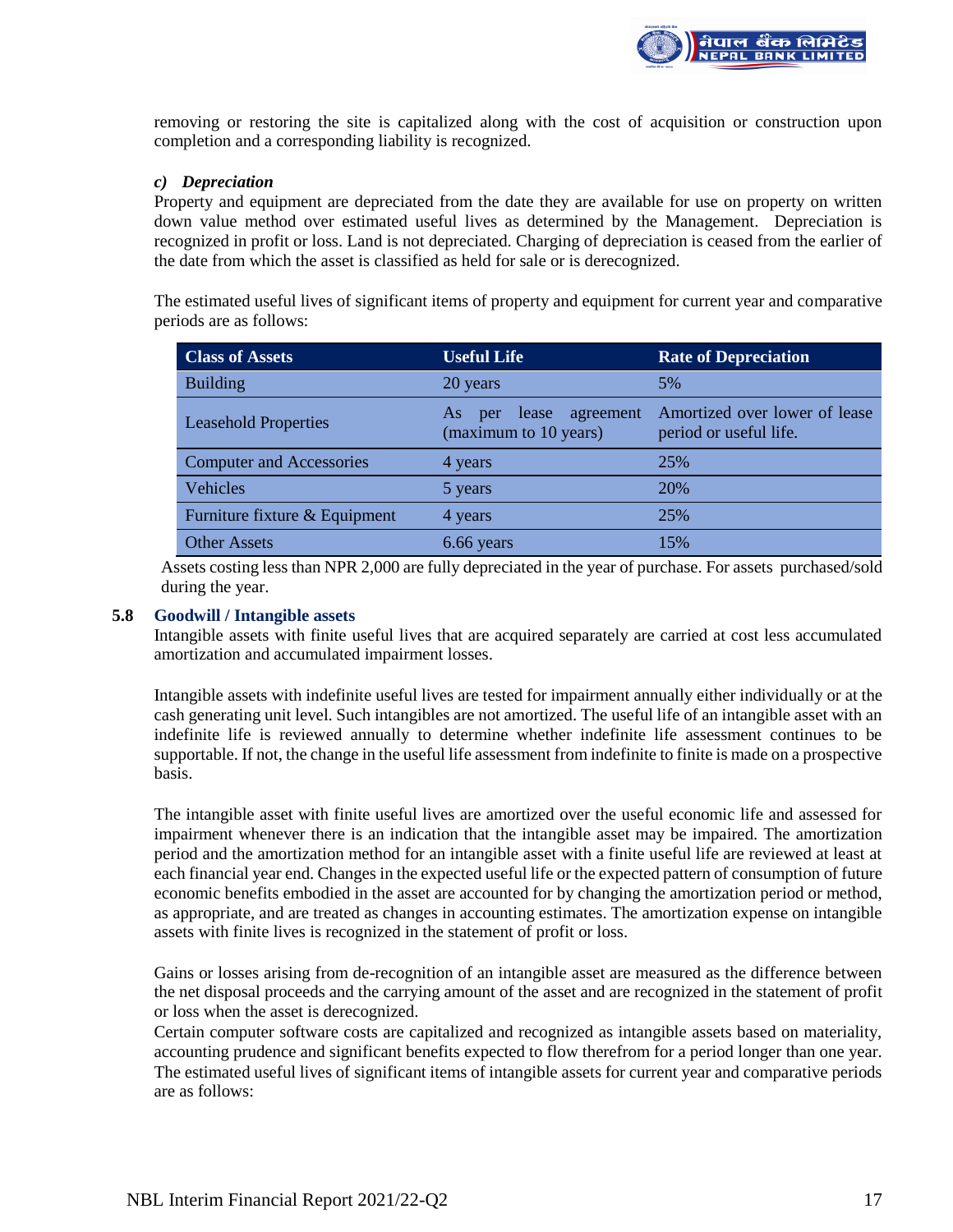removing or restoring the site is capitalized along with the cost of acquisition or construction upon completion and a corresponding liability is recognized.

***c) Depreciation***

Property and equipment are depreciated from the date they are available for use on property on written down value method over estimated useful lives as determined by the Management. Depreciation is recognized in profit or loss. Land is not depreciated. Charging of depreciation is ceased from the earlier of the date from which the asset is classified as held for sale or is derecognized.

The estimated useful lives of significant items of property and equipment for current year and comparative periods are as follows:

| Class of Assets | Useful Life | Rate of Depreciation |
|---|---|---|
| Building | 20 years | 5% |
| Leasehold Properties | As per lease agreement (maximum to 10 years) | Amortized over lower of lease period or useful life. |
| Computer and Accessories | 4 years | 25% |
| Vehicles | 5 years | 20% |
| Furniture fixture & Equipment | 4 years | 25% |
| Other Assets | 6.66 years | 15% |

Assets costing less than NPR 2,000 are fully depreciated in the year of purchase. For assets purchased/sold during the year.

## 5.8 Goodwill / Intangible assets

Intangible assets with finite useful lives that are acquired separately are carried at cost less accumulated amortization and accumulated impairment losses.

Intangible assets with indefinite useful lives are tested for impairment annually either individually or at the cash generating unit level. Such intangibles are not amortized. The useful life of an intangible asset with an indefinite life is reviewed annually to determine whether indefinite life assessment continues to be supportable. If not, the change in the useful life assessment from indefinite to finite is made on a prospective basis.

The intangible asset with finite useful lives are amortized over the useful economic life and assessed for impairment whenever there is an indication that the intangible asset may be impaired. The amortization period and the amortization method for an intangible asset with a finite useful life are reviewed at least at each financial year end. Changes in the expected useful life or the expected pattern of consumption of future economic benefits embodied in the asset are accounted for by changing the amortization period or method, as appropriate, and are treated as changes in accounting estimates. The amortization expense on intangible assets with finite lives is recognized in the statement of profit or loss.

Gains or losses arising from de-recognition of an intangible asset are measured as the difference between the net disposal proceeds and the carrying amount of the asset and are recognized in the statement of profit or loss when the asset is derecognized.

Certain computer software costs are capitalized and recognized as intangible assets based on materiality, accounting prudence and significant benefits expected to flow therefrom for a period longer than one year. The estimated useful lives of significant items of intangible assets for current year and comparative periods are as follows: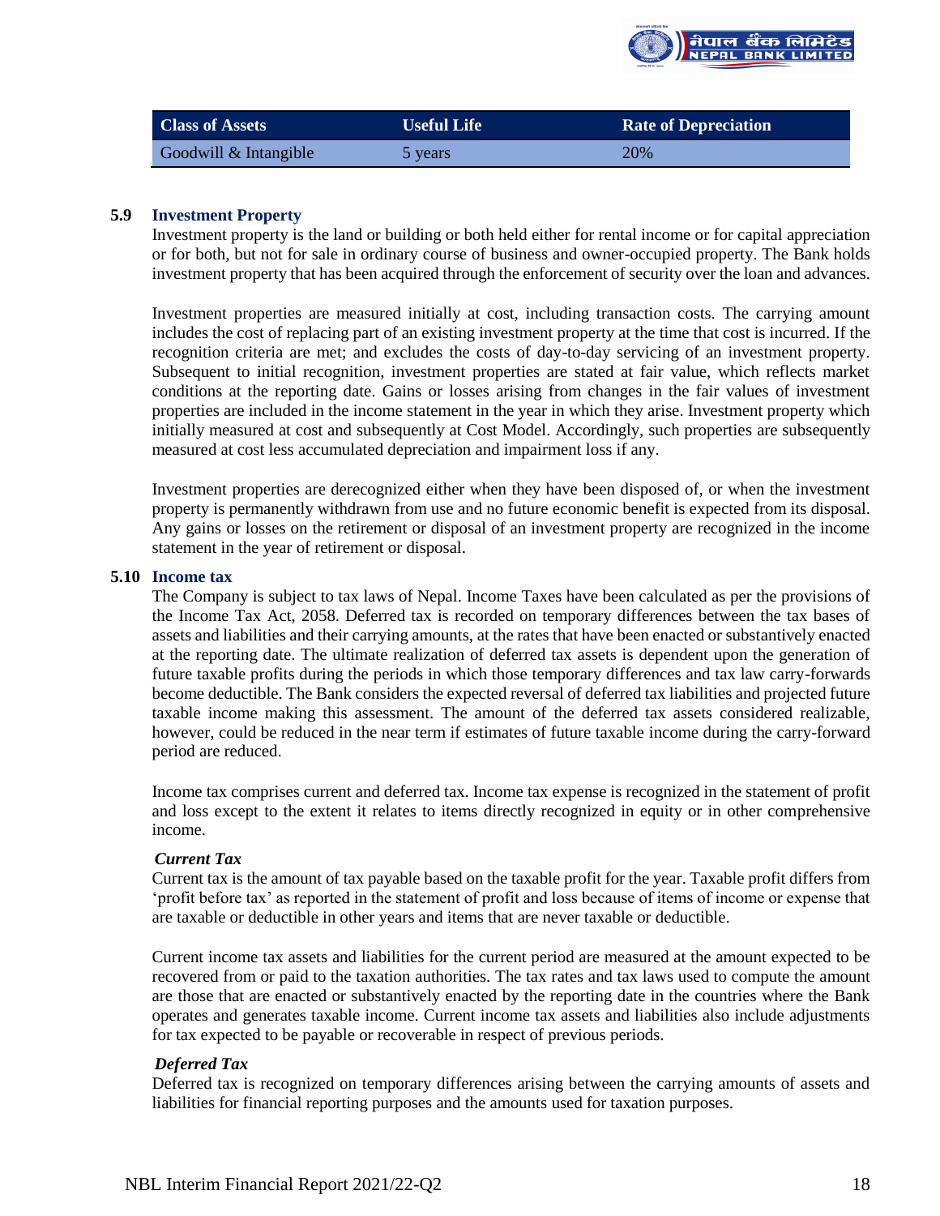| Class of Assets | Useful Life | Rate of Depreciation |
| --- | --- | --- |
| Goodwill & Intangible | 5 years | 20% |

### 5.9 Investment Property

Investment property is the land or building or both held either for rental income or for capital appreciation or for both, but not for sale in ordinary course of business and owner-occupied property. The Bank holds investment property that has been acquired through the enforcement of security over the loan and advances.

Investment properties are measured initially at cost, including transaction costs. The carrying amount includes the cost of replacing part of an existing investment property at the time that cost is incurred. If the recognition criteria are met; and excludes the costs of day-to-day servicing of an investment property. Subsequent to initial recognition, investment properties are stated at fair value, which reflects market conditions at the reporting date. Gains or losses arising from changes in the fair values of investment properties are included in the income statement in the year in which they arise. Investment property which initially measured at cost and subsequently at Cost Model. Accordingly, such properties are subsequently measured at cost less accumulated depreciation and impairment loss if any.

Investment properties are derecognized either when they have been disposed of, or when the investment property is permanently withdrawn from use and no future economic benefit is expected from its disposal. Any gains or losses on the retirement or disposal of an investment property are recognized in the income statement in the year of retirement or disposal.

### 5.10 Income tax

The Company is subject to tax laws of Nepal. Income Taxes have been calculated as per the provisions of the Income Tax Act, 2058. Deferred tax is recorded on temporary differences between the tax bases of assets and liabilities and their carrying amounts, at the rates that have been enacted or substantively enacted at the reporting date. The ultimate realization of deferred tax assets is dependent upon the generation of future taxable profits during the periods in which those temporary differences and tax law carry-forwards become deductible. The Bank considers the expected reversal of deferred tax liabilities and projected future taxable income making this assessment. The amount of the deferred tax assets considered realizable, however, could be reduced in the near term if estimates of future taxable income during the carry-forward period are reduced.

Income tax comprises current and deferred tax. Income tax expense is recognized in the statement of profit and loss except to the extent it relates to items directly recognized in equity or in other comprehensive income.

***Current Tax***

Current tax is the amount of tax payable based on the taxable profit for the year. Taxable profit differs from 'profit before tax' as reported in the statement of profit and loss because of items of income or expense that are taxable or deductible in other years and items that are never taxable or deductible.

Current income tax assets and liabilities for the current period are measured at the amount expected to be recovered from or paid to the taxation authorities. The tax rates and tax laws used to compute the amount are those that are enacted or substantively enacted by the reporting date in the countries where the Bank operates and generates taxable income. Current income tax assets and liabilities also include adjustments for tax expected to be payable or recoverable in respect of previous periods.

***Deferred Tax***

Deferred tax is recognized on temporary differences arising between the carrying amounts of assets and liabilities for financial reporting purposes and the amounts used for taxation purposes.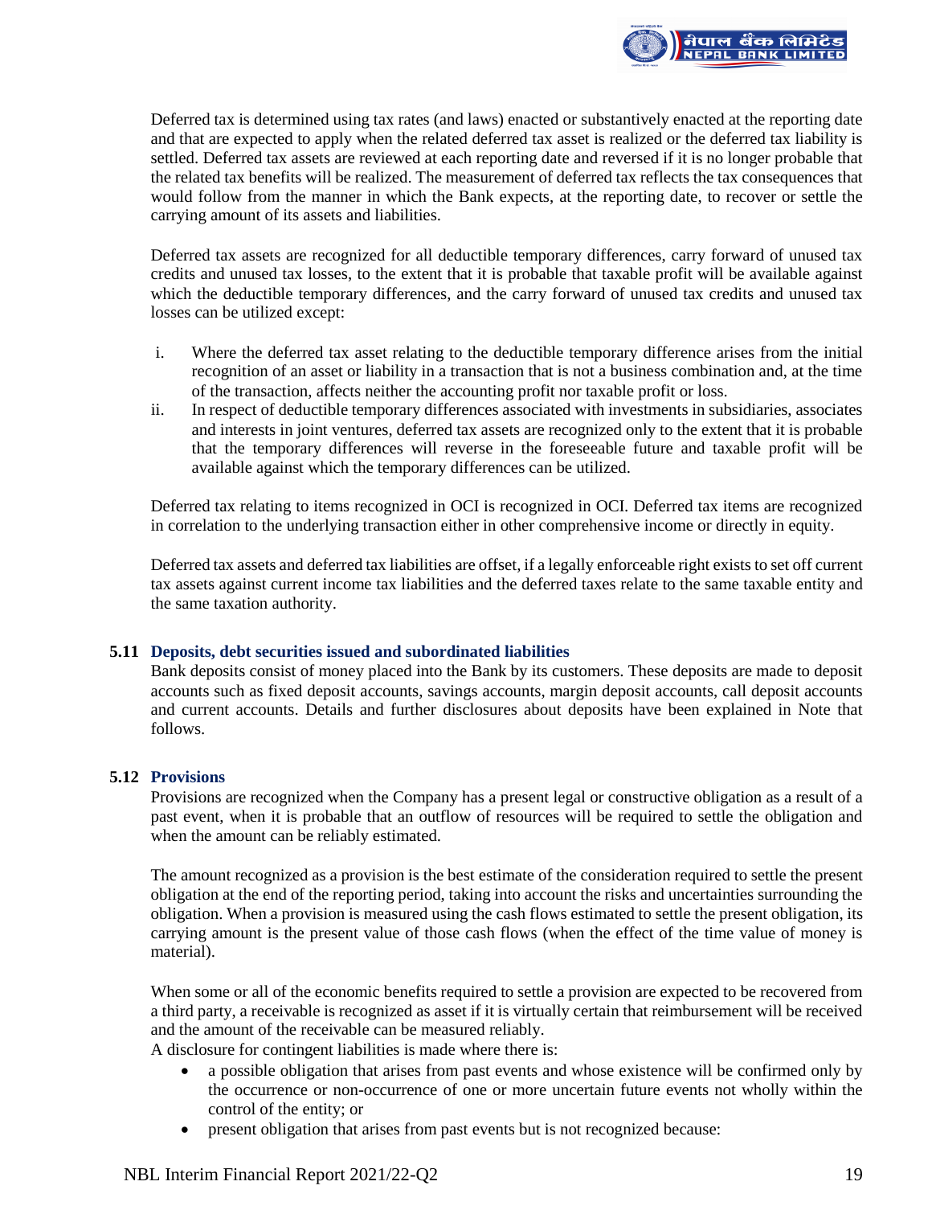Deferred tax is determined using tax rates (and laws) enacted or substantively enacted at the reporting date and that are expected to apply when the related deferred tax asset is realized or the deferred tax liability is settled. Deferred tax assets are reviewed at each reporting date and reversed if it is no longer probable that the related tax benefits will be realized. The measurement of deferred tax reflects the tax consequences that would follow from the manner in which the Bank expects, at the reporting date, to recover or settle the carrying amount of its assets and liabilities.

Deferred tax assets are recognized for all deductible temporary differences, carry forward of unused tax credits and unused tax losses, to the extent that it is probable that taxable profit will be available against which the deductible temporary differences, and the carry forward of unused tax credits and unused tax losses can be utilized except:

i. Where the deferred tax asset relating to the deductible temporary difference arises from the initial recognition of an asset or liability in a transaction that is not a business combination and, at the time of the transaction, affects neither the accounting profit nor taxable profit or loss.
ii. In respect of deductible temporary differences associated with investments in subsidiaries, associates and interests in joint ventures, deferred tax assets are recognized only to the extent that it is probable that the temporary differences will reverse in the foreseeable future and taxable profit will be available against which the temporary differences can be utilized.

Deferred tax relating to items recognized in OCI is recognized in OCI. Deferred tax items are recognized in correlation to the underlying transaction either in other comprehensive income or directly in equity.

Deferred tax assets and deferred tax liabilities are offset, if a legally enforceable right exists to set off current tax assets against current income tax liabilities and the deferred taxes relate to the same taxable entity and the same taxation authority.

### 5.11 Deposits, debt securities issued and subordinated liabilities

Bank deposits consist of money placed into the Bank by its customers. These deposits are made to deposit accounts such as fixed deposit accounts, savings accounts, margin deposit accounts, call deposit accounts and current accounts. Details and further disclosures about deposits have been explained in Note that follows.

### 5.12 Provisions

Provisions are recognized when the Company has a present legal or constructive obligation as a result of a past event, when it is probable that an outflow of resources will be required to settle the obligation and when the amount can be reliably estimated.

The amount recognized as a provision is the best estimate of the consideration required to settle the present obligation at the end of the reporting period, taking into account the risks and uncertainties surrounding the obligation. When a provision is measured using the cash flows estimated to settle the present obligation, its carrying amount is the present value of those cash flows (when the effect of the time value of money is material).

When some or all of the economic benefits required to settle a provision are expected to be recovered from a third party, a receivable is recognized as asset if it is virtually certain that reimbursement will be received and the amount of the receivable can be measured reliably.

A disclosure for contingent liabilities is made where there is:

- a possible obligation that arises from past events and whose existence will be confirmed only by the occurrence or non-occurrence of one or more uncertain future events not wholly within the control of the entity; or
- present obligation that arises from past events but is not recognized because: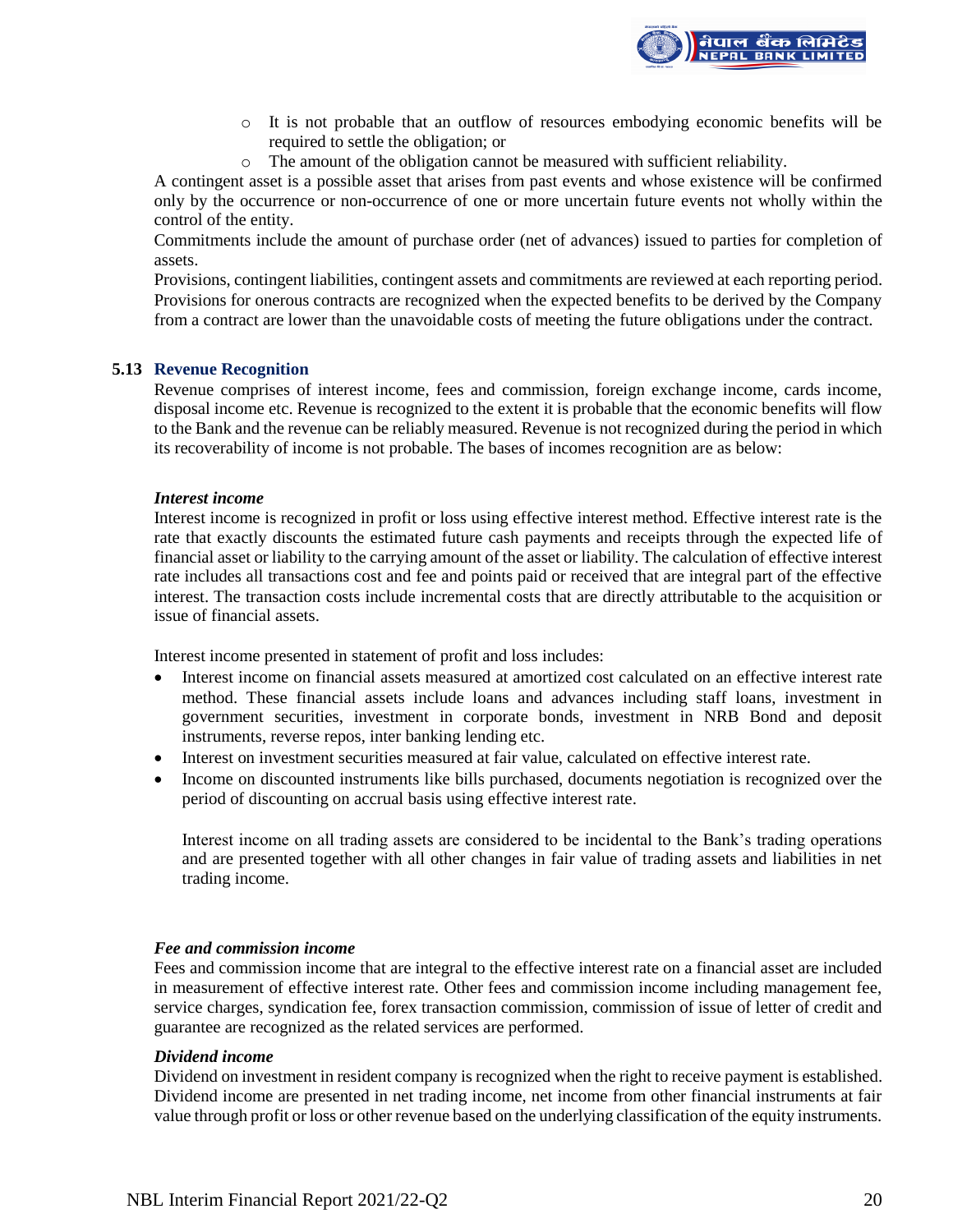- It is not probable that an outflow of resources embodying economic benefits will be required to settle the obligation; or
- The amount of the obligation cannot be measured with sufficient reliability.

A contingent asset is a possible asset that arises from past events and whose existence will be confirmed only by the occurrence or non-occurrence of one or more uncertain future events not wholly within the control of the entity.

Commitments include the amount of purchase order (net of advances) issued to parties for completion of assets.

Provisions, contingent liabilities, contingent assets and commitments are reviewed at each reporting period. Provisions for onerous contracts are recognized when the expected benefits to be derived by the Company from a contract are lower than the unavoidable costs of meeting the future obligations under the contract.

### 5.13 Revenue Recognition

Revenue comprises of interest income, fees and commission, foreign exchange income, cards income, disposal income etc. Revenue is recognized to the extent it is probable that the economic benefits will flow to the Bank and the revenue can be reliably measured. Revenue is not recognized during the period in which its recoverability of income is not probable. The bases of incomes recognition are as below:

***Interest income***

Interest income is recognized in profit or loss using effective interest method. Effective interest rate is the rate that exactly discounts the estimated future cash payments and receipts through the expected life of financial asset or liability to the carrying amount of the asset or liability. The calculation of effective interest rate includes all transactions cost and fee and points paid or received that are integral part of the effective interest. The transaction costs include incremental costs that are directly attributable to the acquisition or issue of financial assets.

Interest income presented in statement of profit and loss includes:

- Interest income on financial assets measured at amortized cost calculated on an effective interest rate method. These financial assets include loans and advances including staff loans, investment in government securities, investment in corporate bonds, investment in NRB Bond and deposit instruments, reverse repos, inter banking lending etc.
- Interest on investment securities measured at fair value, calculated on effective interest rate.
- Income on discounted instruments like bills purchased, documents negotiation is recognized over the period of discounting on accrual basis using effective interest rate.

  Interest income on all trading assets are considered to be incidental to the Bank's trading operations and are presented together with all other changes in fair value of trading assets and liabilities in net trading income.

***Fee and commission income***

Fees and commission income that are integral to the effective interest rate on a financial asset are included in measurement of effective interest rate. Other fees and commission income including management fee, service charges, syndication fee, forex transaction commission, commission of issue of letter of credit and guarantee are recognized as the related services are performed.

***Dividend income***

Dividend on investment in resident company is recognized when the right to receive payment is established. Dividend income are presented in net trading income, net income from other financial instruments at fair value through profit or loss or other revenue based on the underlying classification of the equity instruments.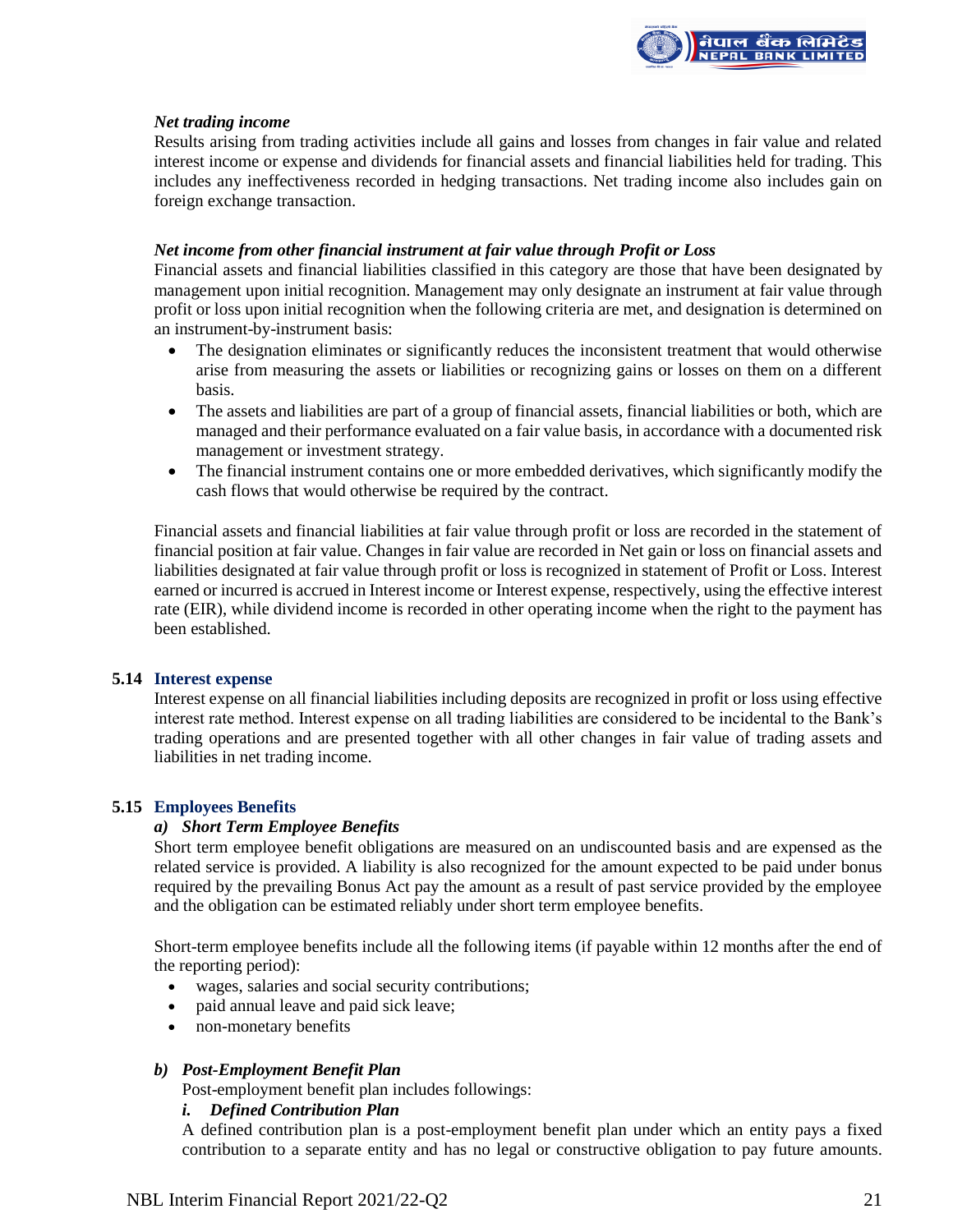*Net trading income*

Results arising from trading activities include all gains and losses from changes in fair value and related interest income or expense and dividends for financial assets and financial liabilities held for trading. This includes any ineffectiveness recorded in hedging transactions. Net trading income also includes gain on foreign exchange transaction.

*Net income from other financial instrument at fair value through Profit or Loss*

Financial assets and financial liabilities classified in this category are those that have been designated by management upon initial recognition. Management may only designate an instrument at fair value through profit or loss upon initial recognition when the following criteria are met, and designation is determined on an instrument-by-instrument basis:

- The designation eliminates or significantly reduces the inconsistent treatment that would otherwise arise from measuring the assets or liabilities or recognizing gains or losses on them on a different basis.
- The assets and liabilities are part of a group of financial assets, financial liabilities or both, which are managed and their performance evaluated on a fair value basis, in accordance with a documented risk management or investment strategy.
- The financial instrument contains one or more embedded derivatives, which significantly modify the cash flows that would otherwise be required by the contract.

Financial assets and financial liabilities at fair value through profit or loss are recorded in the statement of financial position at fair value. Changes in fair value are recorded in Net gain or loss on financial assets and liabilities designated at fair value through profit or loss is recognized in statement of Profit or Loss. Interest earned or incurred is accrued in Interest income or Interest expense, respectively, using the effective interest rate (EIR), while dividend income is recorded in other operating income when the right to the payment has been established.

## 5.14 Interest expense

Interest expense on all financial liabilities including deposits are recognized in profit or loss using effective interest rate method. Interest expense on all trading liabilities are considered to be incidental to the Bank's trading operations and are presented together with all other changes in fair value of trading assets and liabilities in net trading income.

## 5.15 Employees Benefits

### a) *Short Term Employee Benefits*

Short term employee benefit obligations are measured on an undiscounted basis and are expensed as the related service is provided. A liability is also recognized for the amount expected to be paid under bonus required by the prevailing Bonus Act pay the amount as a result of past service provided by the employee and the obligation can be estimated reliably under short term employee benefits.

Short-term employee benefits include all the following items (if payable within 12 months after the end of the reporting period):

- wages, salaries and social security contributions;
- paid annual leave and paid sick leave;
- non-monetary benefits

### b) *Post-Employment Benefit Plan*

Post-employment benefit plan includes followings:

#### i. *Defined Contribution Plan*

A defined contribution plan is a post-employment benefit plan under which an entity pays a fixed contribution to a separate entity and has no legal or constructive obligation to pay future amounts.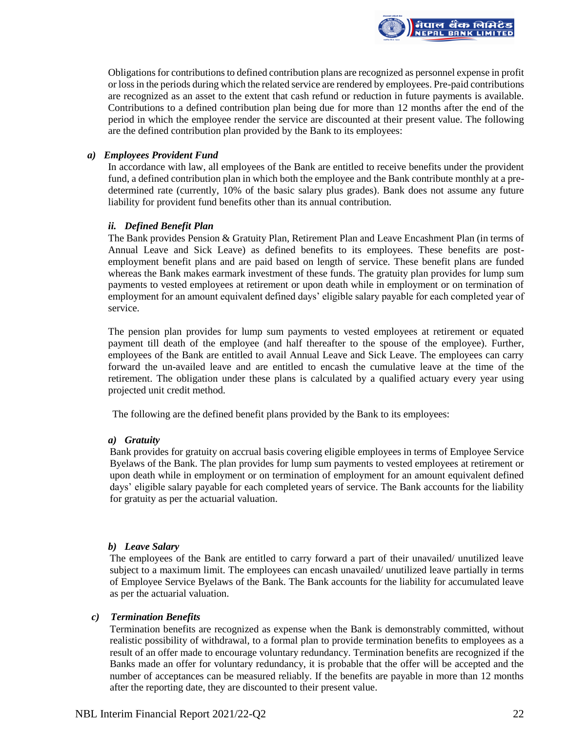Obligations for contributions to defined contribution plans are recognized as personnel expense in profit or loss in the periods during which the related service are rendered by employees. Pre-paid contributions are recognized as an asset to the extent that cash refund or reduction in future payments is available. Contributions to a defined contribution plan being due for more than 12 months after the end of the period in which the employee render the service are discounted at their present value. The following are the defined contribution plan provided by the Bank to its employees:

***a) Employees Provident Fund***

In accordance with law, all employees of the Bank are entitled to receive benefits under the provident fund, a defined contribution plan in which both the employee and the Bank contribute monthly at a pre-determined rate (currently, 10% of the basic salary plus grades). Bank does not assume any future liability for provident fund benefits other than its annual contribution.

***ii. Defined Benefit Plan***

The Bank provides Pension & Gratuity Plan, Retirement Plan and Leave Encashment Plan (in terms of Annual Leave and Sick Leave) as defined benefits to its employees. These benefits are post-employment benefit plans and are paid based on length of service. These benefit plans are funded whereas the Bank makes earmark investment of these funds. The gratuity plan provides for lump sum payments to vested employees at retirement or upon death while in employment or on termination of employment for an amount equivalent defined days' eligible salary payable for each completed year of service.

The pension plan provides for lump sum payments to vested employees at retirement or equated payment till death of the employee (and half thereafter to the spouse of the employee). Further, employees of the Bank are entitled to avail Annual Leave and Sick Leave. The employees can carry forward the un-availed leave and are entitled to encash the cumulative leave at the time of the retirement. The obligation under these plans is calculated by a qualified actuary every year using projected unit credit method.

The following are the defined benefit plans provided by the Bank to its employees:

***a) Gratuity***

Bank provides for gratuity on accrual basis covering eligible employees in terms of Employee Service Byelaws of the Bank. The plan provides for lump sum payments to vested employees at retirement or upon death while in employment or on termination of employment for an amount equivalent defined days' eligible salary payable for each completed years of service. The Bank accounts for the liability for gratuity as per the actuarial valuation.

***b) Leave Salary***

The employees of the Bank are entitled to carry forward a part of their unavailed/ unutilized leave subject to a maximum limit. The employees can encash unavailed/ unutilized leave partially in terms of Employee Service Byelaws of the Bank. The Bank accounts for the liability for accumulated leave as per the actuarial valuation.

***c) Termination Benefits***

Termination benefits are recognized as expense when the Bank is demonstrably committed, without realistic possibility of withdrawal, to a formal plan to provide termination benefits to employees as a result of an offer made to encourage voluntary redundancy. Termination benefits are recognized if the Banks made an offer for voluntary redundancy, it is probable that the offer will be accepted and the number of acceptances can be measured reliably. If the benefits are payable in more than 12 months after the reporting date, they are discounted to their present value.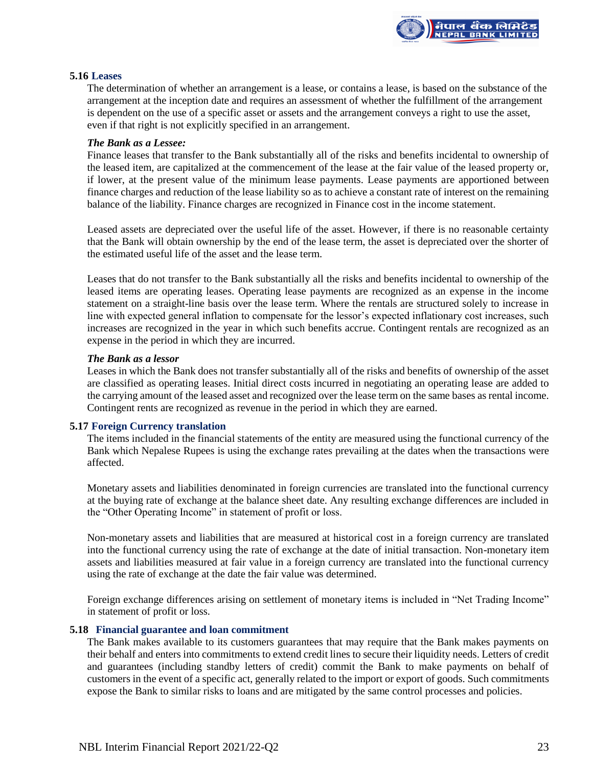### 5.16 Leases

The determination of whether an arrangement is a lease, or contains a lease, is based on the substance of the arrangement at the inception date and requires an assessment of whether the fulfillment of the arrangement is dependent on the use of a specific asset or assets and the arrangement conveys a right to use the asset, even if that right is not explicitly specified in an arrangement.

***The Bank as a Lessee:***

Finance leases that transfer to the Bank substantially all of the risks and benefits incidental to ownership of the leased item, are capitalized at the commencement of the lease at the fair value of the leased property or, if lower, at the present value of the minimum lease payments. Lease payments are apportioned between finance charges and reduction of the lease liability so as to achieve a constant rate of interest on the remaining balance of the liability. Finance charges are recognized in Finance cost in the income statement.

Leased assets are depreciated over the useful life of the asset. However, if there is no reasonable certainty that the Bank will obtain ownership by the end of the lease term, the asset is depreciated over the shorter of the estimated useful life of the asset and the lease term.

Leases that do not transfer to the Bank substantially all the risks and benefits incidental to ownership of the leased items are operating leases. Operating lease payments are recognized as an expense in the income statement on a straight-line basis over the lease term. Where the rentals are structured solely to increase in line with expected general inflation to compensate for the lessor's expected inflationary cost increases, such increases are recognized in the year in which such benefits accrue. Contingent rentals are recognized as an expense in the period in which they are incurred.

***The Bank as a lessor***

Leases in which the Bank does not transfer substantially all of the risks and benefits of ownership of the asset are classified as operating leases. Initial direct costs incurred in negotiating an operating lease are added to the carrying amount of the leased asset and recognized over the lease term on the same bases as rental income. Contingent rents are recognized as revenue in the period in which they are earned.

### 5.17 Foreign Currency translation

The items included in the financial statements of the entity are measured using the functional currency of the Bank which Nepalese Rupees is using the exchange rates prevailing at the dates when the transactions were affected.

Monetary assets and liabilities denominated in foreign currencies are translated into the functional currency at the buying rate of exchange at the balance sheet date. Any resulting exchange differences are included in the "Other Operating Income" in statement of profit or loss.

Non-monetary assets and liabilities that are measured at historical cost in a foreign currency are translated into the functional currency using the rate of exchange at the date of initial transaction. Non-monetary item assets and liabilities measured at fair value in a foreign currency are translated into the functional currency using the rate of exchange at the date the fair value was determined.

Foreign exchange differences arising on settlement of monetary items is included in "Net Trading Income" in statement of profit or loss.

### 5.18 Financial guarantee and loan commitment

The Bank makes available to its customers guarantees that may require that the Bank makes payments on their behalf and enters into commitments to extend credit lines to secure their liquidity needs. Letters of credit and guarantees (including standby letters of credit) commit the Bank to make payments on behalf of customers in the event of a specific act, generally related to the import or export of goods. Such commitments expose the Bank to similar risks to loans and are mitigated by the same control processes and policies.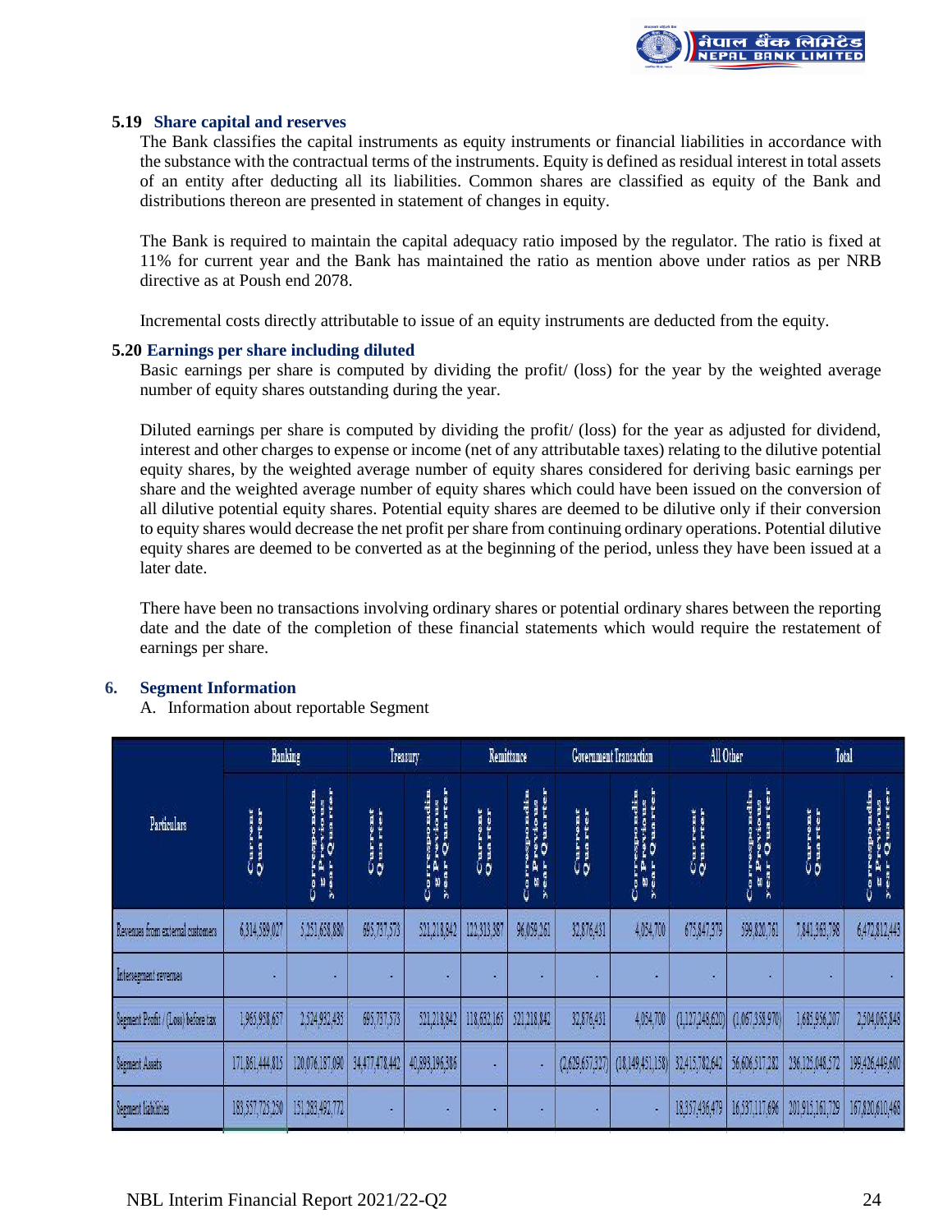### 5.19 Share capital and reserves

The Bank classifies the capital instruments as equity instruments or financial liabilities in accordance with the substance with the contractual terms of the instruments. Equity is defined as residual interest in total assets of an entity after deducting all its liabilities. Common shares are classified as equity of the Bank and distributions thereon are presented in statement of changes in equity.

The Bank is required to maintain the capital adequacy ratio imposed by the regulator. The ratio is fixed at 11% for current year and the Bank has maintained the ratio as mention above under ratios as per NRB directive as at Poush end 2078.

Incremental costs directly attributable to issue of an equity instruments are deducted from the equity.

### 5.20 Earnings per share including diluted

Basic earnings per share is computed by dividing the profit/ (loss) for the year by the weighted average number of equity shares outstanding during the year.

Diluted earnings per share is computed by dividing the profit/ (loss) for the year as adjusted for dividend, interest and other charges to expense or income (net of any attributable taxes) relating to the dilutive potential equity shares, by the weighted average number of equity shares considered for deriving basic earnings per share and the weighted average number of equity shares which could have been issued on the conversion of all dilutive potential equity shares. Potential equity shares are deemed to be dilutive only if their conversion to equity shares would decrease the net profit per share from continuing ordinary operations. Potential dilutive equity shares are deemed to be converted as at the beginning of the period, unless they have been issued at a later date.

There have been no transactions involving ordinary shares or potential ordinary shares between the reporting date and the date of the completion of these financial statements which would require the restatement of earnings per share.

## 6. Segment Information

A. Information about reportable Segment

| Particulars | Banking | | Treasury | | Remittance | | Government Transaction | | All Other | | Total | |
|---|---|---|---|---|---|---|---|---|---|---|---|---|
| | Current Quarter | Corresponding Previous year Quarter | Current Quarter | Corresponding Previous year Quarter | Current Quarter | Corresponding Previous year Quarter | Current Quarter | Corresponding Previous year Quarter | Current Quarter | Corresponding Previous year Quarter | Current Quarter | Corresponding Previous year Quarter |
| Revenues from external customers | 6,314,589,027 | 5,251,658,880 | 695,737,573 | 521,218,842 | 122,313,387 | 96,059,261 | 32,876,431 | 4,054,700 | 675,847,379 | 599,820,761 | 7,841,363,798 | 6,472,812,443 |
| Intersegment revenues | - | - | - | - | - | - | - | - | - | - | - | - |
| Segment Profit / (Loss) before tax | 1,965,958,657 | 2,524,932,435 | 695,737,573 | 521,218,842 | 118,632,165 | 521,218,842 | 32,876,431 | 4,054,700 | (1,127,248,620) | (1,067,358,970) | 1,685,956,207 | 2,504,065,848 |
| Segment Assets | 171,861,444,815 | 120,076,187,090 | 34,477,478,442 | 40,893,196,386 | - | - | (2,629,657,327) | (18,149,451,158) | 32,415,782,642 | 56,606,517,282 | 236,125,048,572 | 199,426,449,600 |
| Segment liabilities | 183,557,725,250 | 151,283,492,772 | - | - | - | - | - | - | 18,357,436,479 | 16,537,117,696 | 201,915,161,729 | 167,820,610,468 |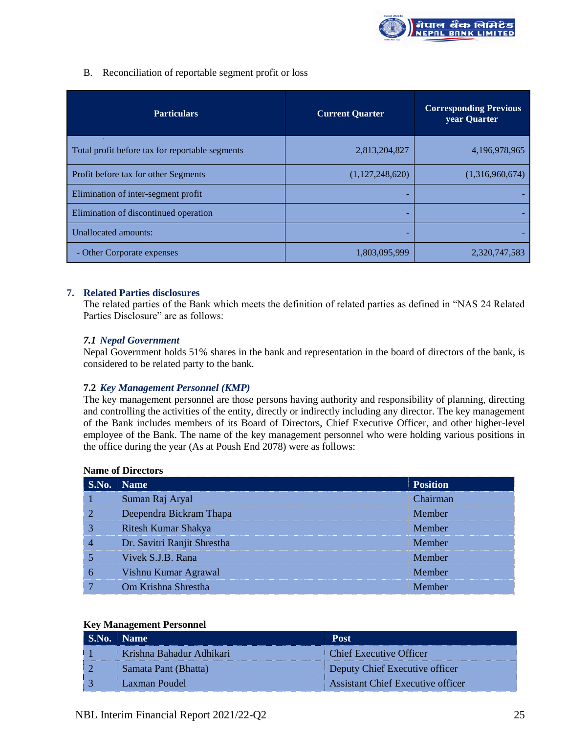B. Reconciliation of reportable segment profit or loss

| Particulars | Current Quarter | Corresponding Previous year Quarter |
|---|---|---|
| Total profit before tax for reportable segments | 2,813,204,827 | 4,196,978,965 |
| Profit before tax for other Segments | (1,127,248,620) | (1,316,960,674) |
| Elimination of inter-segment profit | - | - |
| Elimination of discontinued operation | - | - |
| Unallocated amounts: | - | - |
| - Other Corporate expenses | 1,803,095,999 | 2,320,747,583 |

## 7. Related Parties disclosures

The related parties of the Bank which meets the definition of related parties as defined in "NAS 24 Related Parties Disclosure" are as follows:

### *7.1 Nepal Government*

Nepal Government holds 51% shares in the bank and representation in the board of directors of the bank, is considered to be related party to the bank.

### 7.2 *Key Management Personnel (KMP)*

The key management personnel are those persons having authority and responsibility of planning, directing and controlling the activities of the entity, directly or indirectly including any director. The key management of the Bank includes members of its Board of Directors, Chief Executive Officer, and other higher-level employee of the Bank. The name of the key management personnel who were holding various positions in the office during the year (As at Poush End 2078) were as follows:

**Name of Directors**

| S.No. | Name | Position |
|---|---|---|
| 1 | Suman Raj Aryal | Chairman |
| 2 | Deependra Bickram Thapa | Member |
| 3 | Ritesh Kumar Shakya | Member |
| 4 | Dr. Savitri Ranjit Shrestha | Member |
| 5 | Vivek S.J.B. Rana | Member |
| 6 | Vishnu Kumar Agrawal | Member |
| 7 | Om Krishna Shrestha | Member |

**Key Management Personnel**

| S.No. | Name | Post |
|---|---|---|
| 1 | Krishna Bahadur Adhikari | Chief Executive Officer |
| 2 | Samata Pant (Bhatta) | Deputy Chief Executive officer |
| 3 | Laxman Poudel | Assistant Chief Executive officer |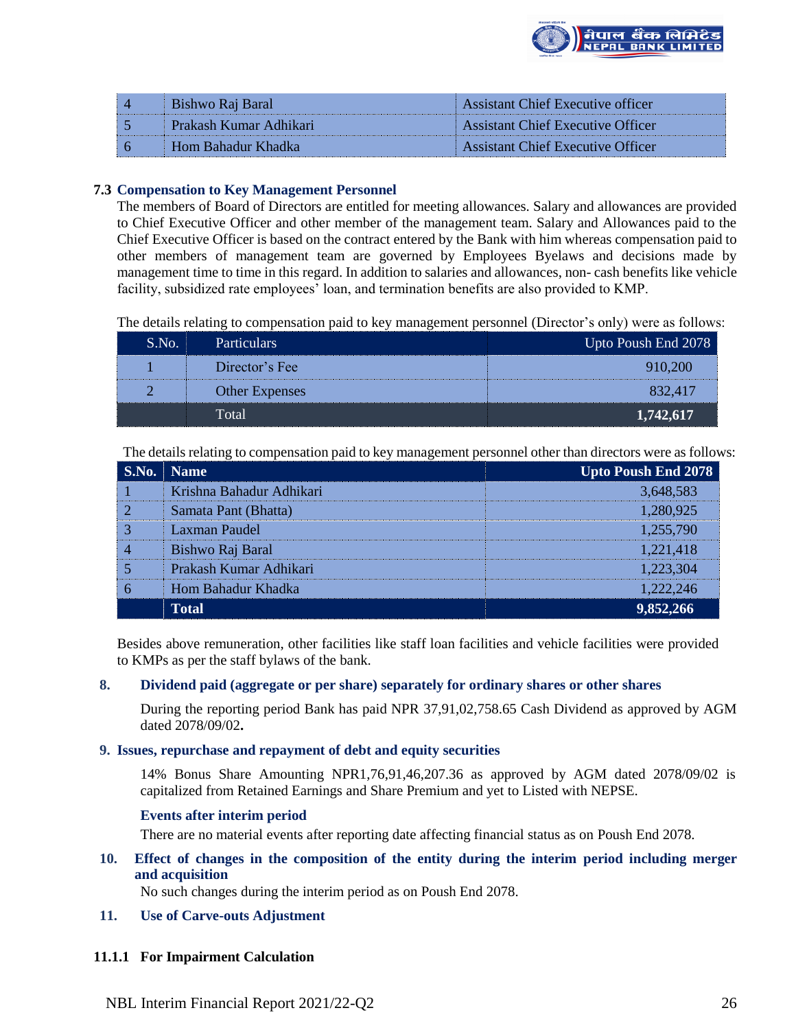| 4 | Bishwo Raj Baral | Assistant Chief Executive officer |
|---|---|---|
| 5 | Prakash Kumar Adhikari | Assistant Chief Executive Officer |
| 6 | Hom Bahadur Khadka | Assistant Chief Executive Officer |

### 7.3 Compensation to Key Management Personnel

The members of Board of Directors are entitled for meeting allowances. Salary and allowances are provided to Chief Executive Officer and other member of the management team. Salary and Allowances paid to the Chief Executive Officer is based on the contract entered by the Bank with him whereas compensation paid to other members of management team are governed by Employees Byelaws and decisions made by management time to time in this regard. In addition to salaries and allowances, non- cash benefits like vehicle facility, subsidized rate employees' loan, and termination benefits are also provided to KMP.

The details relating to compensation paid to key management personnel (Director's only) were as follows:

| S.No. | Particulars | Upto Poush End 2078 |
|---|---|---|
| 1 | Director's Fee | 910,200 |
| 2 | Other Expenses | 832,417 |
| | Total | **1,742,617** |

The details relating to compensation paid to key management personnel other than directors were as follows:

| S.No. | Name | Upto Poush End 2078 |
|---|---|---|
| 1 | Krishna Bahadur Adhikari | 3,648,583 |
| 2 | Samata Pant (Bhatta) | 1,280,925 |
| 3 | Laxman Paudel | 1,255,790 |
| 4 | Bishwo Raj Baral | 1,221,418 |
| 5 | Prakash Kumar Adhikari | 1,223,304 |
| 6 | Hom Bahadur Khadka | 1,222,246 |
| | **Total** | **9,852,266** |

Besides above remuneration, other facilities like staff loan facilities and vehicle facilities were provided to KMPs as per the staff bylaws of the bank.

## 8. Dividend paid (aggregate or per share) separately for ordinary shares or other shares

During the reporting period Bank has paid NPR 37,91,02,758.65 Cash Dividend as approved by AGM dated 2078/09/02**.**

## 9. Issues, repurchase and repayment of debt and equity securities

14% Bonus Share Amounting NPR1,76,91,46,207.36 as approved by AGM dated 2078/09/02 is capitalized from Retained Earnings and Share Premium and yet to Listed with NEPSE.

### Events after interim period

There are no material events after reporting date affecting financial status as on Poush End 2078.

## 10. Effect of changes in the composition of the entity during the interim period including merger and acquisition

No such changes during the interim period as on Poush End 2078.

## 11. Use of Carve-outs Adjustment

### 11.1.1 For Impairment Calculation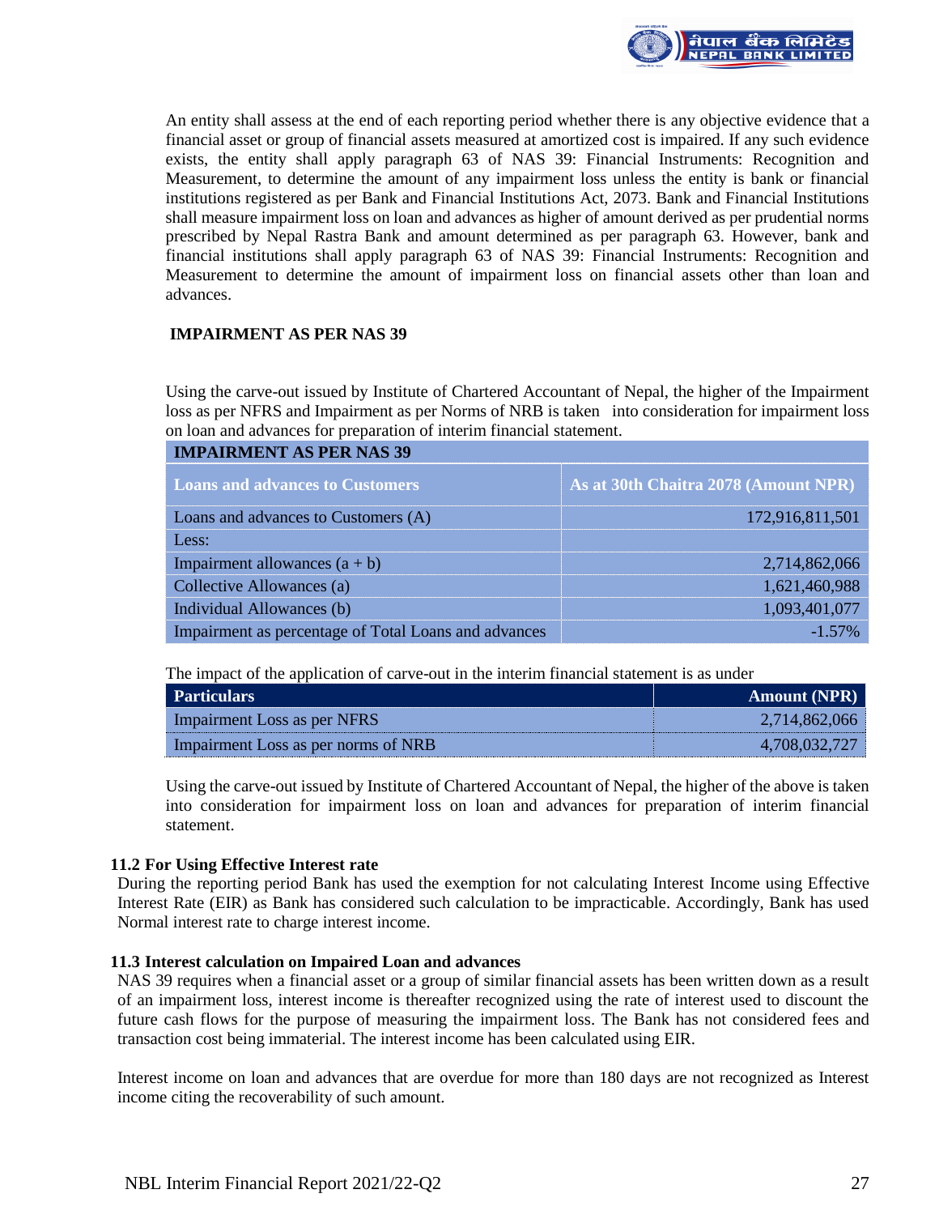An entity shall assess at the end of each reporting period whether there is any objective evidence that a financial asset or group of financial assets measured at amortized cost is impaired. If any such evidence exists, the entity shall apply paragraph 63 of NAS 39: Financial Instruments: Recognition and Measurement, to determine the amount of any impairment loss unless the entity is bank or financial institutions registered as per Bank and Financial Institutions Act, 2073. Bank and Financial Institutions shall measure impairment loss on loan and advances as higher of amount derived as per prudential norms prescribed by Nepal Rastra Bank and amount determined as per paragraph 63. However, bank and financial institutions shall apply paragraph 63 of NAS 39: Financial Instruments: Recognition and Measurement to determine the amount of impairment loss on financial assets other than loan and advances.

**IMPAIRMENT AS PER NAS 39**

Using the carve-out issued by Institute of Chartered Accountant of Nepal, the higher of the Impairment loss as per NFRS and Impairment as per Norms of NRB is taken into consideration for impairment loss on loan and advances for preparation of interim financial statement.

**IMPAIRMENT AS PER NAS 39**

| Loans and advances to Customers | As at 30th Chaitra 2078 (Amount NPR) |
|---|---|
| Loans and advances to Customers (A) | 172,916,811,501 |
| Less: | |
| Impairment allowances (a + b) | 2,714,862,066 |
| Collective Allowances (a) | 1,621,460,988 |
| Individual Allowances (b) | 1,093,401,077 |
| Impairment as percentage of Total Loans and advances | -1.57% |

The impact of the application of carve-out in the interim financial statement is as under

| Particulars | Amount (NPR) |
|---|---|
| Impairment Loss as per NFRS | 2,714,862,066 |
| Impairment Loss as per norms of NRB | 4,708,032,727 |

Using the carve-out issued by Institute of Chartered Accountant of Nepal, the higher of the above is taken into consideration for impairment loss on loan and advances for preparation of interim financial statement.

### 11.2 For Using Effective Interest rate

During the reporting period Bank has used the exemption for not calculating Interest Income using Effective Interest Rate (EIR) as Bank has considered such calculation to be impracticable. Accordingly, Bank has used Normal interest rate to charge interest income.

### 11.3 Interest calculation on Impaired Loan and advances

NAS 39 requires when a financial asset or a group of similar financial assets has been written down as a result of an impairment loss, interest income is thereafter recognized using the rate of interest used to discount the future cash flows for the purpose of measuring the impairment loss. The Bank has not considered fees and transaction cost being immaterial. The interest income has been calculated using EIR.

Interest income on loan and advances that are overdue for more than 180 days are not recognized as Interest income citing the recoverability of such amount.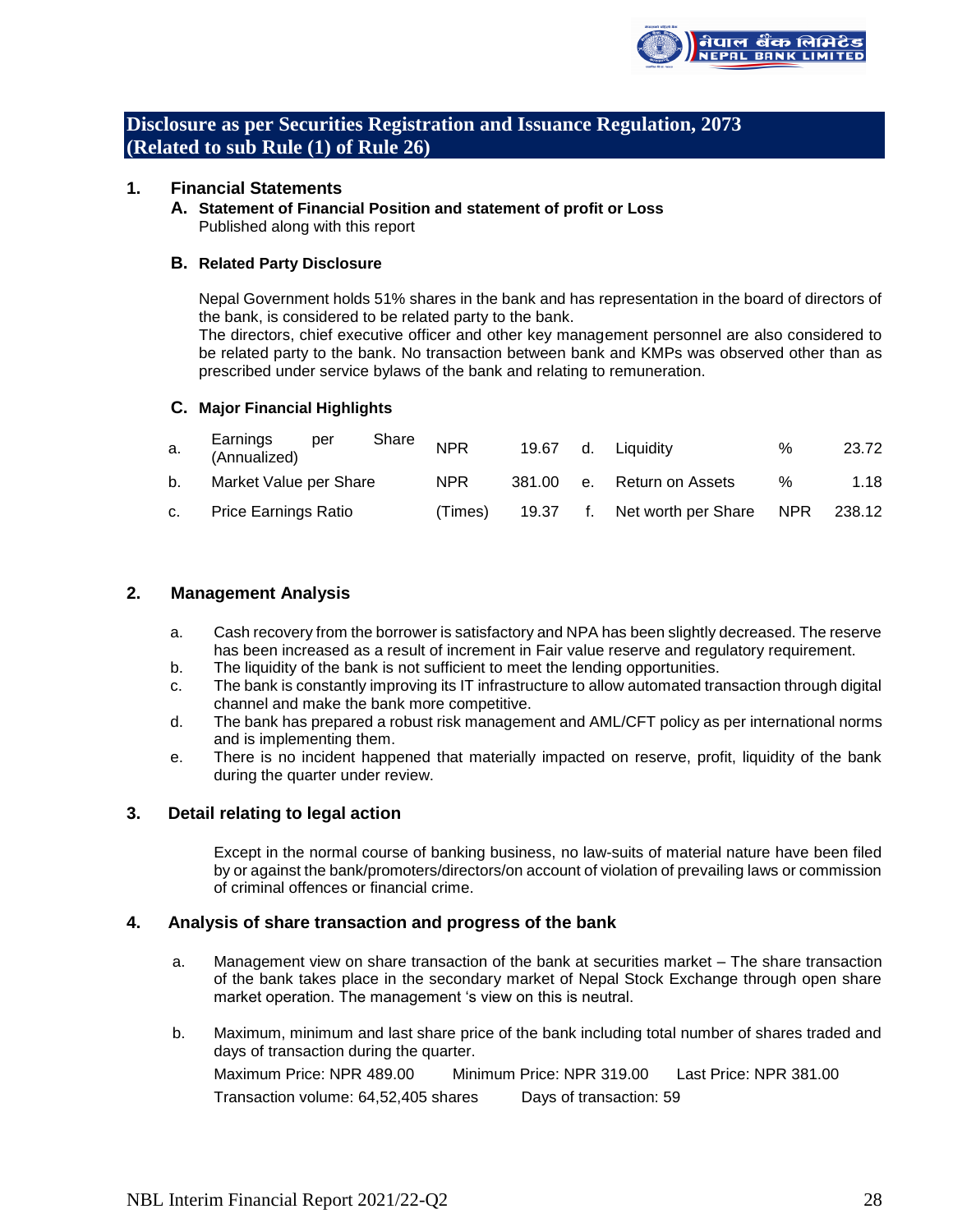# Disclosure as per Securities Registration and Issuance Regulation, 2073 (Related to sub Rule (1) of Rule 26)

## 1. Financial Statements

**A. Statement of Financial Position and statement of profit or Loss**

Published along with this report

**B. Related Party Disclosure**

Nepal Government holds 51% shares in the bank and has representation in the board of directors of the bank, is considered to be related party to the bank.
The directors, chief executive officer and other key management personnel are also considered to be related party to the bank. No transaction between bank and KMPs was observed other than as prescribed under service bylaws of the bank and relating to remuneration.

**C. Major Financial Highlights**

| | | | | | | | |
|---|---|---|---|---|---|---|---|
| a. | Earnings per Share (Annualized) | NPR | 19.67 | d. | Liquidity | % | 23.72 |
| b. | Market Value per Share | NPR | 381.00 | e. | Return on Assets | % | 1.18 |
| c. | Price Earnings Ratio | (Times) | 19.37 | f. | Net worth per Share | NPR | 238.12 |

## 2. Management Analysis

a. Cash recovery from the borrower is satisfactory and NPA has been slightly decreased. The reserve has been increased as a result of increment in Fair value reserve and regulatory requirement.
b. The liquidity of the bank is not sufficient to meet the lending opportunities.
c. The bank is constantly improving its IT infrastructure to allow automated transaction through digital channel and make the bank more competitive.
d. The bank has prepared a robust risk management and AML/CFT policy as per international norms and is implementing them.
e. There is no incident happened that materially impacted on reserve, profit, liquidity of the bank during the quarter under review.

## 3. Detail relating to legal action

Except in the normal course of banking business, no law-suits of material nature have been filed by or against the bank/promoters/directors/on account of violation of prevailing laws or commission of criminal offences or financial crime.

## 4. Analysis of share transaction and progress of the bank

a. Management view on share transaction of the bank at securities market – The share transaction of the bank takes place in the secondary market of Nepal Stock Exchange through open share market operation. The management 's view on this is neutral.

b. Maximum, minimum and last share price of the bank including total number of shares traded and days of transaction during the quarter.

Maximum Price: NPR 489.00    Minimum Price: NPR 319.00    Last Price: NPR 381.00

Transaction volume: 64,52,405 shares    Days of transaction: 59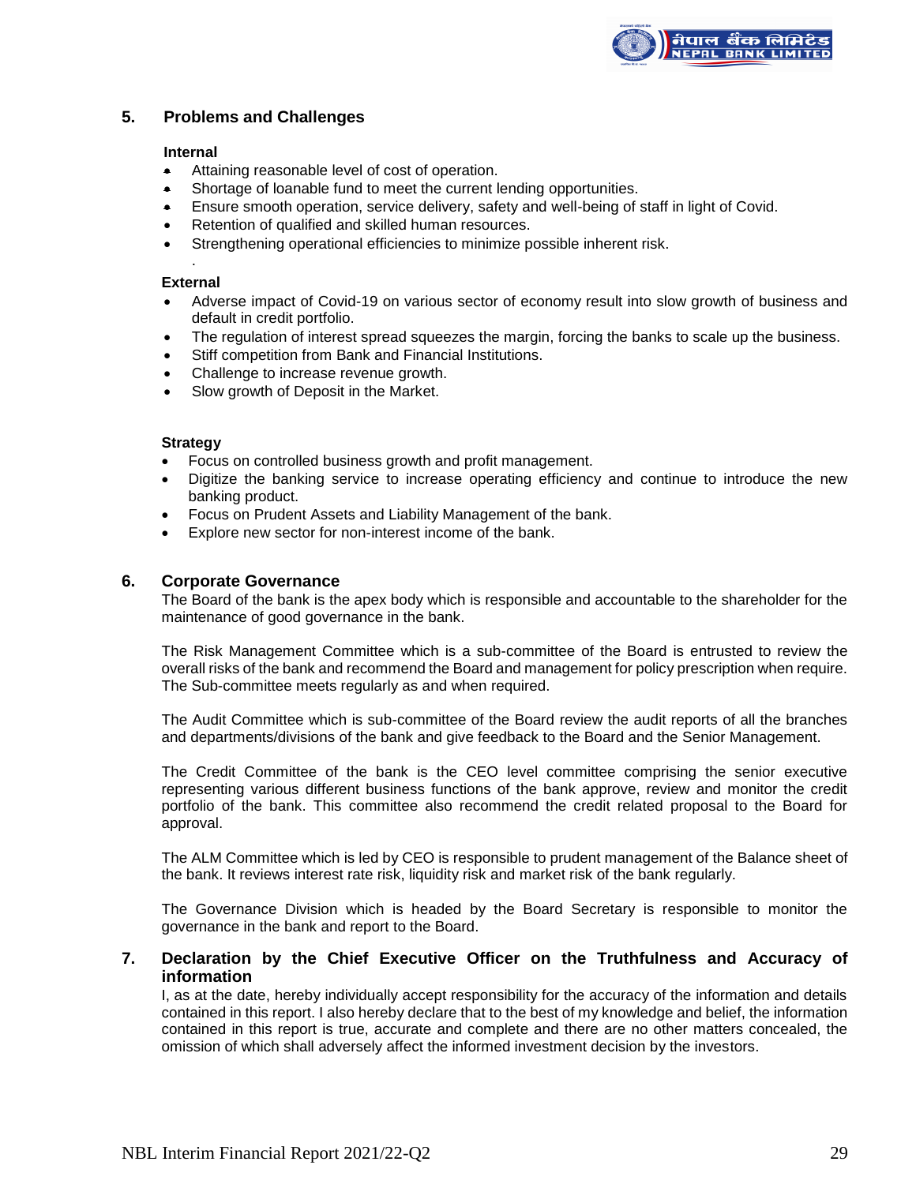## 5. Problems and Challenges

**Internal**

- Attaining reasonable level of cost of operation.
- Shortage of loanable fund to meet the current lending opportunities.
- Ensure smooth operation, service delivery, safety and well-being of staff in light of Covid.
- Retention of qualified and skilled human resources.
- Strengthening operational efficiencies to minimize possible inherent risk.

**External**

- Adverse impact of Covid-19 on various sector of economy result into slow growth of business and default in credit portfolio.
- The regulation of interest spread squeezes the margin, forcing the banks to scale up the business.
- Stiff competition from Bank and Financial Institutions.
- Challenge to increase revenue growth.
- Slow growth of Deposit in the Market.

**Strategy**

- Focus on controlled business growth and profit management.
- Digitize the banking service to increase operating efficiency and continue to introduce the new banking product.
- Focus on Prudent Assets and Liability Management of the bank.
- Explore new sector for non-interest income of the bank.

## 6. Corporate Governance

The Board of the bank is the apex body which is responsible and accountable to the shareholder for the maintenance of good governance in the bank.

The Risk Management Committee which is a sub-committee of the Board is entrusted to review the overall risks of the bank and recommend the Board and management for policy prescription when require. The Sub-committee meets regularly as and when required.

The Audit Committee which is sub-committee of the Board review the audit reports of all the branches and departments/divisions of the bank and give feedback to the Board and the Senior Management.

The Credit Committee of the bank is the CEO level committee comprising the senior executive representing various different business functions of the bank approve, review and monitor the credit portfolio of the bank. This committee also recommend the credit related proposal to the Board for approval.

The ALM Committee which is led by CEO is responsible to prudent management of the Balance sheet of the bank. It reviews interest rate risk, liquidity risk and market risk of the bank regularly.

The Governance Division which is headed by the Board Secretary is responsible to monitor the governance in the bank and report to the Board.

## 7. Declaration by the Chief Executive Officer on the Truthfulness and Accuracy of information

I, as at the date, hereby individually accept responsibility for the accuracy of the information and details contained in this report. I also hereby declare that to the best of my knowledge and belief, the information contained in this report is true, accurate and complete and there are no other matters concealed, the omission of which shall adversely affect the informed investment decision by the investors.